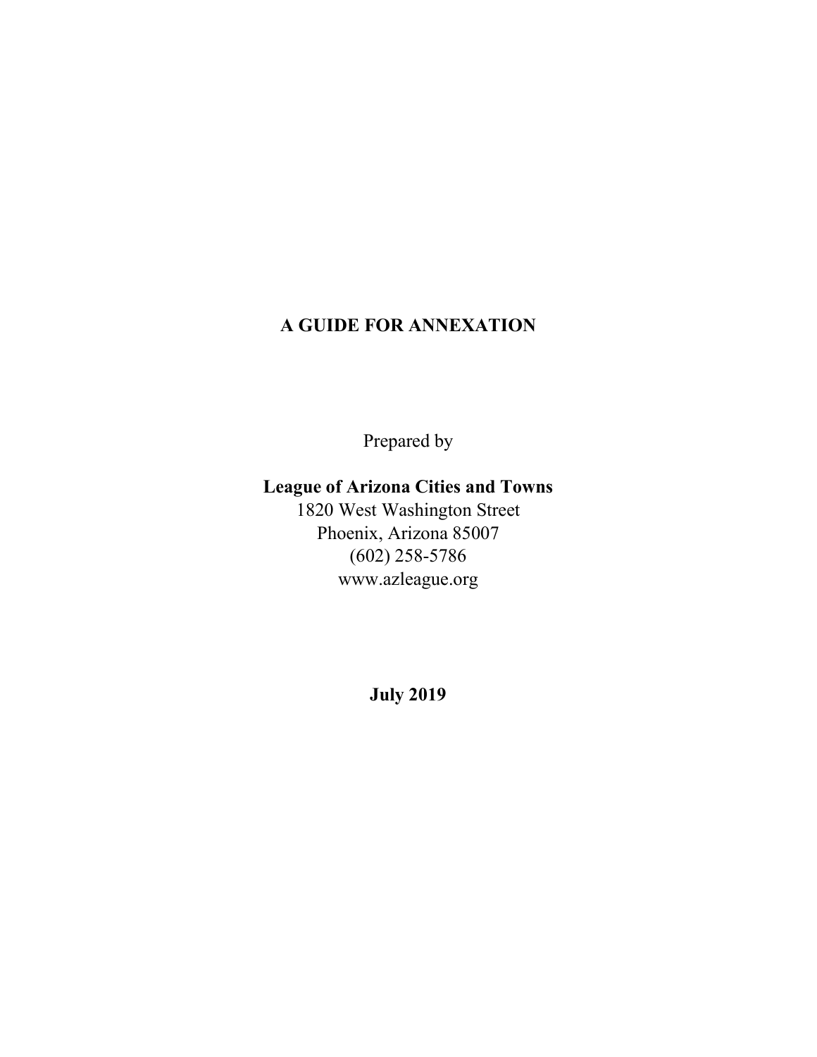# A GUIDE FOR ANNEXATION

Prepared by

**League of Arizona Cities and Towns**
1820 West Washington Street
Phoenix, Arizona 85007
(602) 258-5786
www.azleague.org

**July 2019**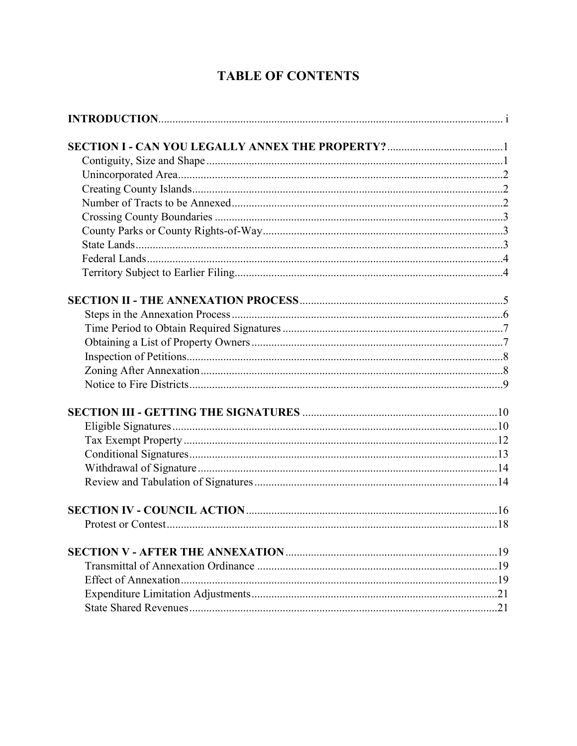# TABLE OF CONTENTS

**INTRODUCTION** ........ i

**SECTION I - CAN YOU LEGALLY ANNEX THE PROPERTY?** ........ 1
- Contiguity, Size and Shape ........ 1
- Unincorporated Area ........ 2
- Creating County Islands ........ 2
- Number of Tracts to be Annexed ........ 2
- Crossing County Boundaries ........ 3
- County Parks or County Rights-of-Way ........ 3
- State Lands ........ 3
- Federal Lands ........ 4
- Territory Subject to Earlier Filing ........ 4

**SECTION II - THE ANNEXATION PROCESS** ........ 5
- Steps in the Annexation Process ........ 6
- Time Period to Obtain Required Signatures ........ 7
- Obtaining a List of Property Owners ........ 7
- Inspection of Petitions ........ 8
- Zoning After Annexation ........ 8
- Notice to Fire Districts ........ 9

**SECTION III - GETTING THE SIGNATURES** ........ 10
- Eligible Signatures ........ 10
- Tax Exempt Property ........ 12
- Conditional Signatures ........ 13
- Withdrawal of Signature ........ 14
- Review and Tabulation of Signatures ........ 14

**SECTION IV - COUNCIL ACTION** ........ 16
- Protest or Contest ........ 18

**SECTION V - AFTER THE ANNEXATION** ........ 19
- Transmittal of Annexation Ordinance ........ 19
- Effect of Annexation ........ 19
- Expenditure Limitation Adjustments ........ 21
- State Shared Revenues ........ 21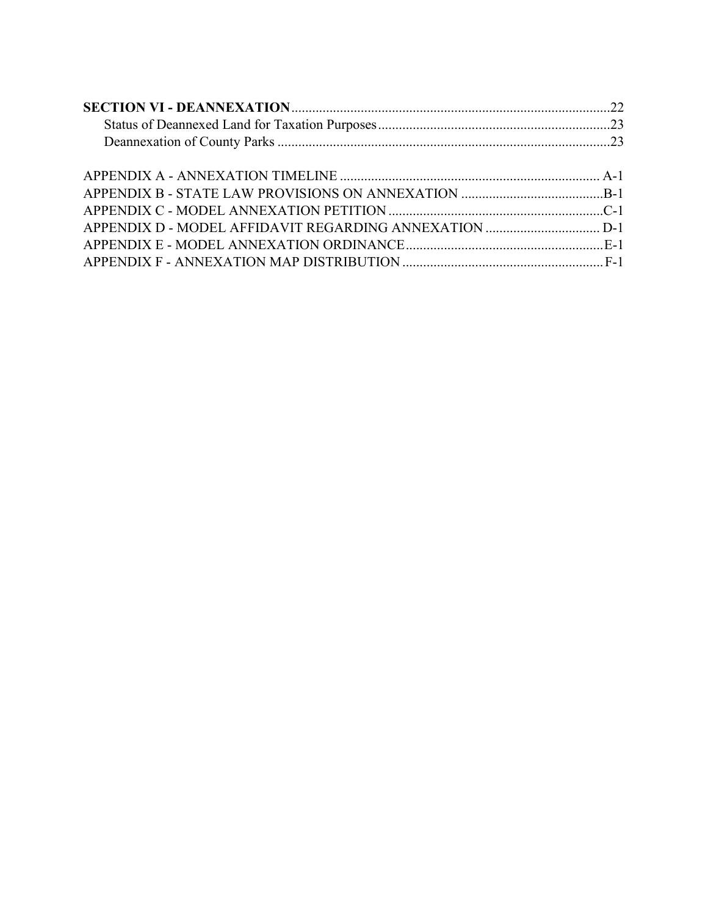**SECTION VI - DEANNEXATION** ........................................................................................ 22

Status of Deannexed Land for Taxation Purposes ........................................................... 23

Deannexation of County Parks ........................................................................................ 23

APPENDIX A - ANNEXATION TIMELINE ........................................................................ A-1

APPENDIX B - STATE LAW PROVISIONS ON ANNEXATION ..................................... B-1

APPENDIX C - MODEL ANNEXATION PETITION ........................................................... C-1

APPENDIX D - MODEL AFFIDAVIT REGARDING ANNEXATION ................................ D-1

APPENDIX E - MODEL ANNEXATION ORDINANCE ....................................................... E-1

APPENDIX F - ANNEXATION MAP DISTRIBUTION ........................................................ F-1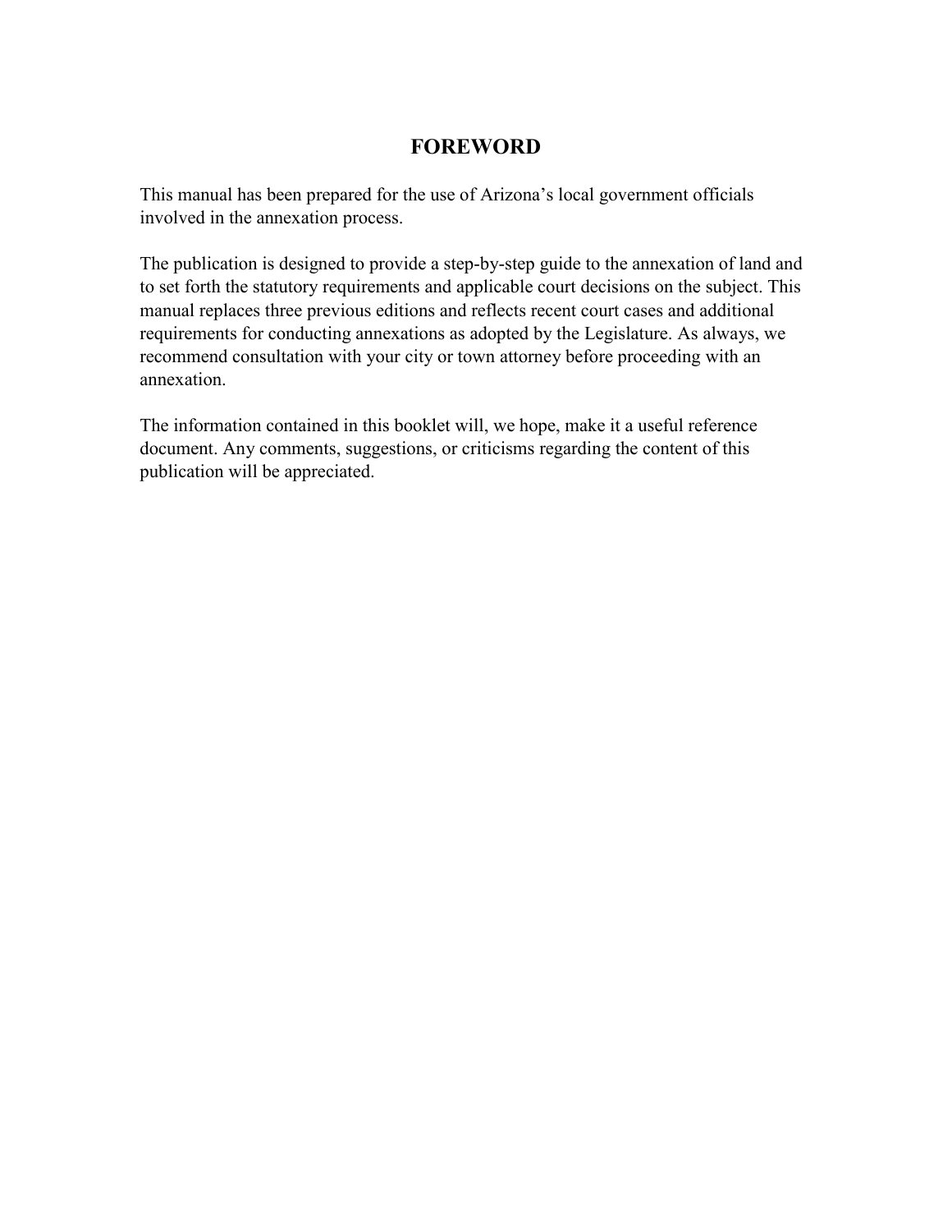# FOREWORD

This manual has been prepared for the use of Arizona's local government officials involved in the annexation process.

The publication is designed to provide a step-by-step guide to the annexation of land and to set forth the statutory requirements and applicable court decisions on the subject. This manual replaces three previous editions and reflects recent court cases and additional requirements for conducting annexations as adopted by the Legislature. As always, we recommend consultation with your city or town attorney before proceeding with an annexation.

The information contained in this booklet will, we hope, make it a useful reference document. Any comments, suggestions, or criticisms regarding the content of this publication will be appreciated.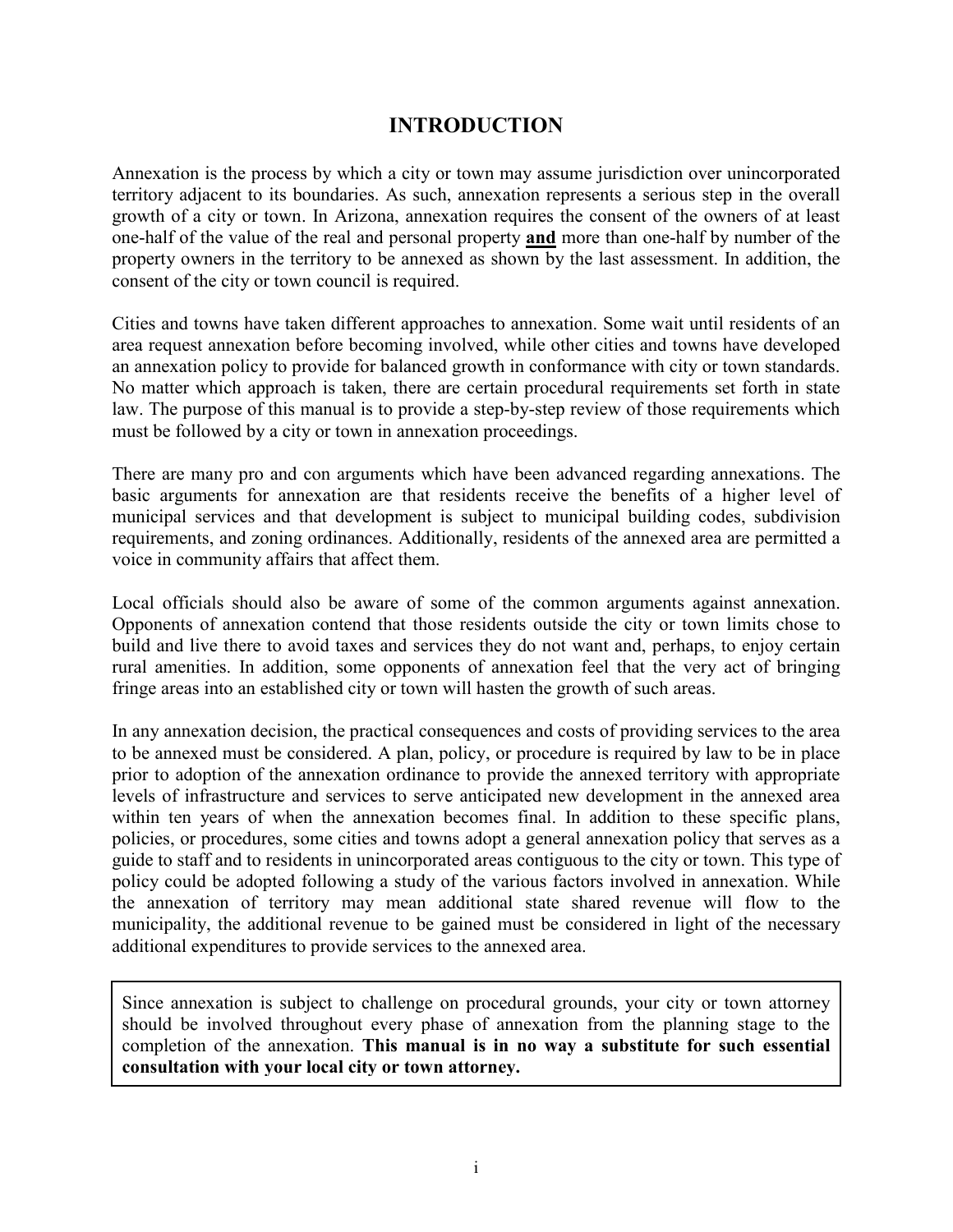# INTRODUCTION

Annexation is the process by which a city or town may assume jurisdiction over unincorporated territory adjacent to its boundaries. As such, annexation represents a serious step in the overall growth of a city or town. In Arizona, annexation requires the consent of the owners of at least one-half of the value of the real and personal property **<u>and</u>** more than one-half by number of the property owners in the territory to be annexed as shown by the last assessment. In addition, the consent of the city or town council is required.

Cities and towns have taken different approaches to annexation. Some wait until residents of an area request annexation before becoming involved, while other cities and towns have developed an annexation policy to provide for balanced growth in conformance with city or town standards. No matter which approach is taken, there are certain procedural requirements set forth in state law. The purpose of this manual is to provide a step-by-step review of those requirements which must be followed by a city or town in annexation proceedings.

There are many pro and con arguments which have been advanced regarding annexations. The basic arguments for annexation are that residents receive the benefits of a higher level of municipal services and that development is subject to municipal building codes, subdivision requirements, and zoning ordinances. Additionally, residents of the annexed area are permitted a voice in community affairs that affect them.

Local officials should also be aware of some of the common arguments against annexation. Opponents of annexation contend that those residents outside the city or town limits chose to build and live there to avoid taxes and services they do not want and, perhaps, to enjoy certain rural amenities. In addition, some opponents of annexation feel that the very act of bringing fringe areas into an established city or town will hasten the growth of such areas.

In any annexation decision, the practical consequences and costs of providing services to the area to be annexed must be considered. A plan, policy, or procedure is required by law to be in place prior to adoption of the annexation ordinance to provide the annexed territory with appropriate levels of infrastructure and services to serve anticipated new development in the annexed area within ten years of when the annexation becomes final. In addition to these specific plans, policies, or procedures, some cities and towns adopt a general annexation policy that serves as a guide to staff and to residents in unincorporated areas contiguous to the city or town. This type of policy could be adopted following a study of the various factors involved in annexation. While the annexation of territory may mean additional state shared revenue will flow to the municipality, the additional revenue to be gained must be considered in light of the necessary additional expenditures to provide services to the annexed area.

Since annexation is subject to challenge on procedural grounds, your city or town attorney should be involved throughout every phase of annexation from the planning stage to the completion of the annexation. **This manual is in no way a substitute for such essential consultation with your local city or town attorney.**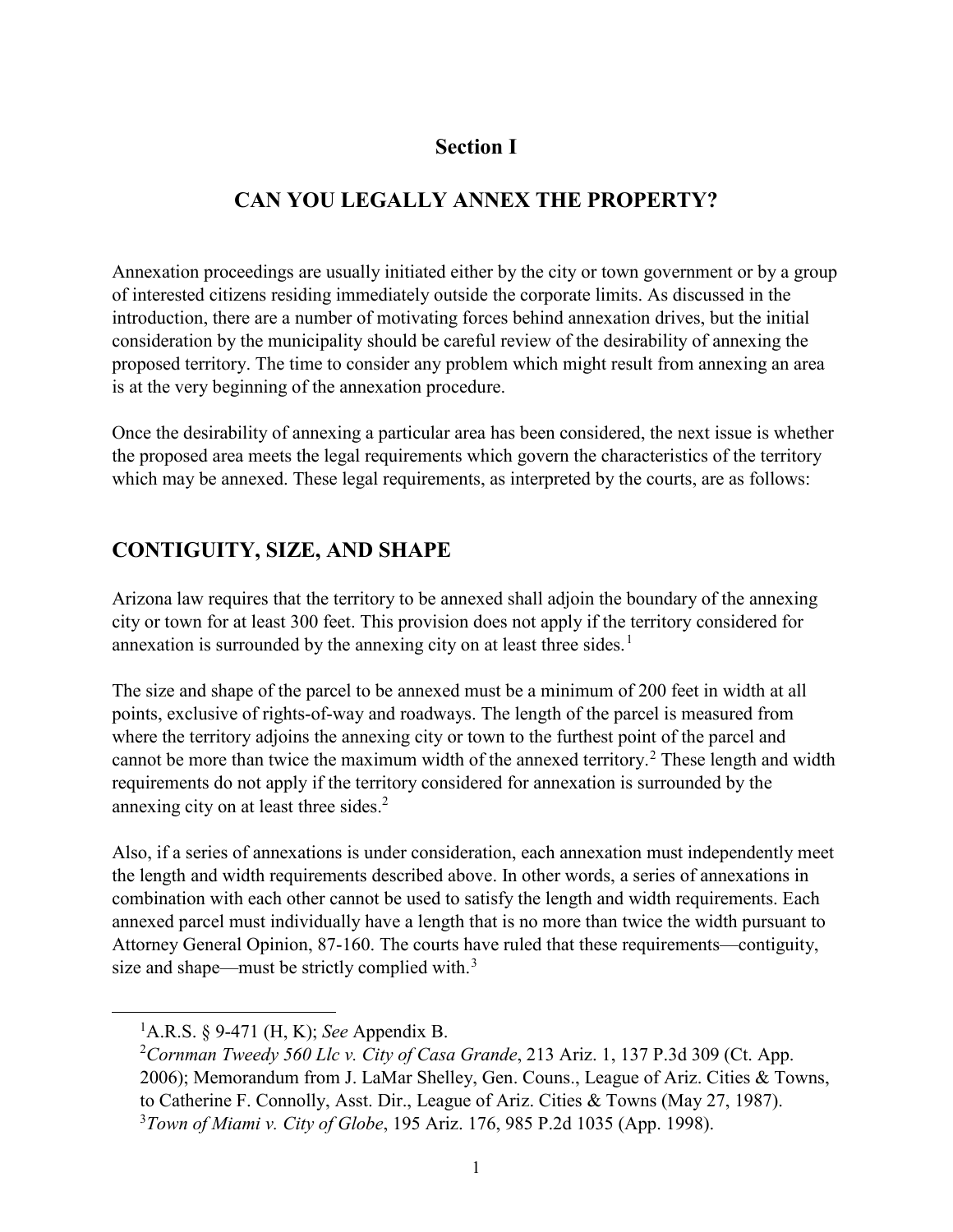# Section I

## CAN YOU LEGALLY ANNEX THE PROPERTY?

Annexation proceedings are usually initiated either by the city or town government or by a group of interested citizens residing immediately outside the corporate limits. As discussed in the introduction, there are a number of motivating forces behind annexation drives, but the initial consideration by the municipality should be careful review of the desirability of annexing the proposed territory. The time to consider any problem which might result from annexing an area is at the very beginning of the annexation procedure.

Once the desirability of annexing a particular area has been considered, the next issue is whether the proposed area meets the legal requirements which govern the characteristics of the territory which may be annexed. These legal requirements, as interpreted by the courts, are as follows:

## CONTIGUITY, SIZE, AND SHAPE

Arizona law requires that the territory to be annexed shall adjoin the boundary of the annexing city or town for at least 300 feet. This provision does not apply if the territory considered for annexation is surrounded by the annexing city on at least three sides.[1]

The size and shape of the parcel to be annexed must be a minimum of 200 feet in width at all points, exclusive of rights-of-way and roadways. The length of the parcel is measured from where the territory adjoins the annexing city or town to the furthest point of the parcel and cannot be more than twice the maximum width of the annexed territory.[2] These length and width requirements do not apply if the territory considered for annexation is surrounded by the annexing city on at least three sides.[2]

Also, if a series of annexations is under consideration, each annexation must independently meet the length and width requirements described above. In other words, a series of annexations in combination with each other cannot be used to satisfy the length and width requirements. Each annexed parcel must individually have a length that is no more than twice the width pursuant to Attorney General Opinion, 87-160. The courts have ruled that these requirements—contiguity, size and shape—must be strictly complied with.[3]

---

[1] A.R.S. § 9-471 (H, K); *See* Appendix B.

[2] *Cornman Tweedy 560 Llc v. City of Casa Grande*, 213 Ariz. 1, 137 P.3d 309 (Ct. App. 2006); Memorandum from J. LaMar Shelley, Gen. Couns., League of Ariz. Cities & Towns, to Catherine F. Connolly, Asst. Dir., League of Ariz. Cities & Towns (May 27, 1987).

[3] *Town of Miami v. City of Globe*, 195 Ariz. 176, 985 P.2d 1035 (App. 1998).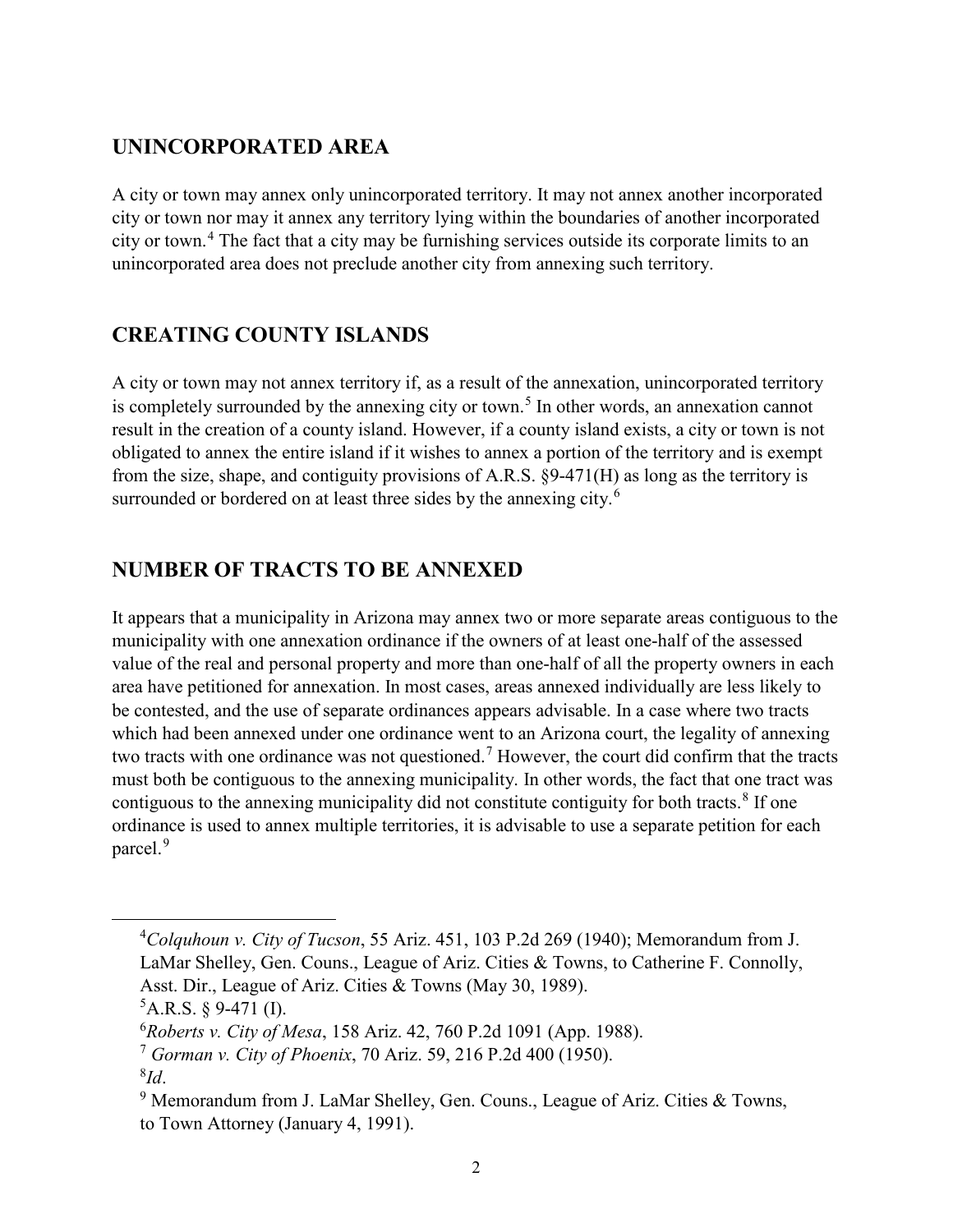## UNINCORPORATED AREA

A city or town may annex only unincorporated territory. It may not annex another incorporated city or town nor may it annex any territory lying within the boundaries of another incorporated city or town.[4] The fact that a city may be furnishing services outside its corporate limits to an unincorporated area does not preclude another city from annexing such territory.

## CREATING COUNTY ISLANDS

A city or town may not annex territory if, as a result of the annexation, unincorporated territory is completely surrounded by the annexing city or town.[5] In other words, an annexation cannot result in the creation of a county island. However, if a county island exists, a city or town is not obligated to annex the entire island if it wishes to annex a portion of the territory and is exempt from the size, shape, and contiguity provisions of A.R.S. §9-471(H) as long as the territory is surrounded or bordered on at least three sides by the annexing city.[6]

## NUMBER OF TRACTS TO BE ANNEXED

It appears that a municipality in Arizona may annex two or more separate areas contiguous to the municipality with one annexation ordinance if the owners of at least one-half of the assessed value of the real and personal property and more than one-half of all the property owners in each area have petitioned for annexation. In most cases, areas annexed individually are less likely to be contested, and the use of separate ordinances appears advisable. In a case where two tracts which had been annexed under one ordinance went to an Arizona court, the legality of annexing two tracts with one ordinance was not questioned.[7] However, the court did confirm that the tracts must both be contiguous to the annexing municipality. In other words, the fact that one tract was contiguous to the annexing municipality did not constitute contiguity for both tracts.[8] If one ordinance is used to annex multiple territories, it is advisable to use a separate petition for each parcel.[9]

---

[4] *Colquhoun v. City of Tucson*, 55 Ariz. 451, 103 P.2d 269 (1940); Memorandum from J. LaMar Shelley, Gen. Couns., League of Ariz. Cities & Towns, to Catherine F. Connolly, Asst. Dir., League of Ariz. Cities & Towns (May 30, 1989).

[5] A.R.S. § 9-471 (I).

[6] *Roberts v. City of Mesa*, 158 Ariz. 42, 760 P.2d 1091 (App. 1988).

[7] *Gorman v. City of Phoenix*, 70 Ariz. 59, 216 P.2d 400 (1950).

[8] *Id*.

[9] Memorandum from J. LaMar Shelley, Gen. Couns., League of Ariz. Cities & Towns, to Town Attorney (January 4, 1991).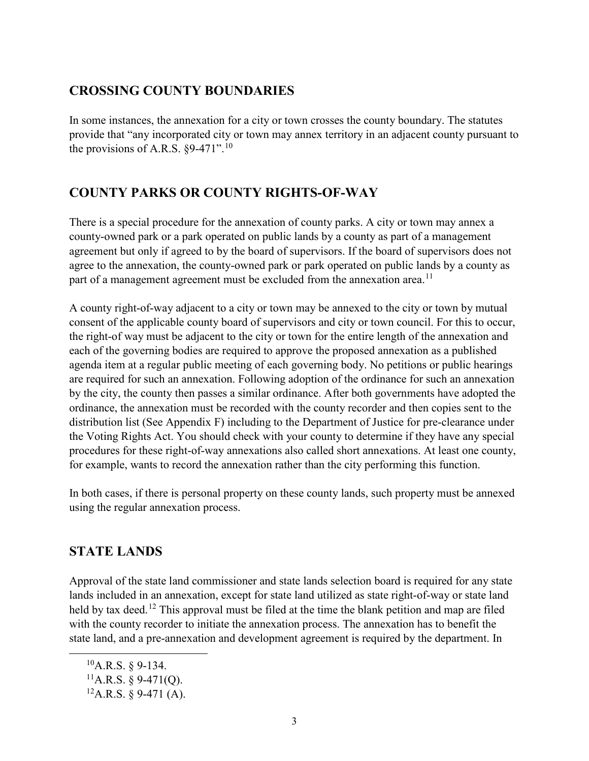## CROSSING COUNTY BOUNDARIES

In some instances, the annexation for a city or town crosses the county boundary. The statutes provide that "any incorporated city or town may annex territory in an adjacent county pursuant to the provisions of A.R.S. §9-471".[10]

## COUNTY PARKS OR COUNTY RIGHTS-OF-WAY

There is a special procedure for the annexation of county parks. A city or town may annex a county-owned park or a park operated on public lands by a county as part of a management agreement but only if agreed to by the board of supervisors. If the board of supervisors does not agree to the annexation, the county-owned park or park operated on public lands by a county as part of a management agreement must be excluded from the annexation area.[11]

A county right-of-way adjacent to a city or town may be annexed to the city or town by mutual consent of the applicable county board of supervisors and city or town council. For this to occur, the right-of way must be adjacent to the city or town for the entire length of the annexation and each of the governing bodies are required to approve the proposed annexation as a published agenda item at a regular public meeting of each governing body. No petitions or public hearings are required for such an annexation. Following adoption of the ordinance for such an annexation by the city, the county then passes a similar ordinance. After both governments have adopted the ordinance, the annexation must be recorded with the county recorder and then copies sent to the distribution list (See Appendix F) including to the Department of Justice for pre-clearance under the Voting Rights Act. You should check with your county to determine if they have any special procedures for these right-of-way annexations also called short annexations. At least one county, for example, wants to record the annexation rather than the city performing this function.

In both cases, if there is personal property on these county lands, such property must be annexed using the regular annexation process.

## STATE LANDS

Approval of the state land commissioner and state lands selection board is required for any state lands included in an annexation, except for state land utilized as state right-of-way or state land held by tax deed.[12] This approval must be filed at the time the blank petition and map are filed with the county recorder to initiate the annexation process. The annexation has to benefit the state land, and a pre-annexation and development agreement is required by the department. In

---

[10] A.R.S. § 9-134.
[11] A.R.S. § 9-471(Q).
[12] A.R.S. § 9-471 (A).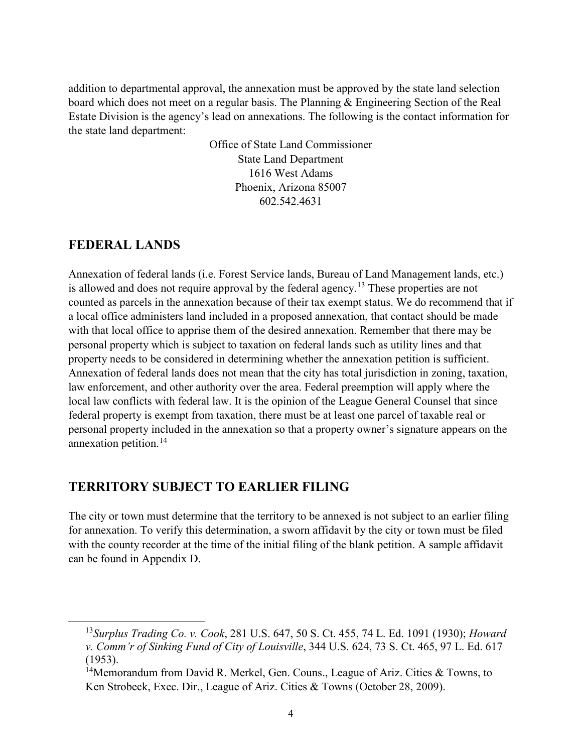addition to departmental approval, the annexation must be approved by the state land selection board which does not meet on a regular basis. The Planning & Engineering Section of the Real Estate Division is the agency's lead on annexations. The following is the contact information for the state land department:

Office of State Land Commissioner
State Land Department
1616 West Adams
Phoenix, Arizona 85007
602.542.4631

## FEDERAL LANDS

Annexation of federal lands (i.e. Forest Service lands, Bureau of Land Management lands, etc.) is allowed and does not require approval by the federal agency.[13] These properties are not counted as parcels in the annexation because of their tax exempt status. We do recommend that if a local office administers land included in a proposed annexation, that contact should be made with that local office to apprise them of the desired annexation. Remember that there may be personal property which is subject to taxation on federal lands such as utility lines and that property needs to be considered in determining whether the annexation petition is sufficient. Annexation of federal lands does not mean that the city has total jurisdiction in zoning, taxation, law enforcement, and other authority over the area. Federal preemption will apply where the local law conflicts with federal law. It is the opinion of the League General Counsel that since federal property is exempt from taxation, there must be at least one parcel of taxable real or personal property included in the annexation so that a property owner's signature appears on the annexation petition.[14]

## TERRITORY SUBJECT TO EARLIER FILING

The city or town must determine that the territory to be annexed is not subject to an earlier filing for annexation. To verify this determination, a sworn affidavit by the city or town must be filed with the county recorder at the time of the initial filing of the blank petition. A sample affidavit can be found in Appendix D.

---

[13] *Surplus Trading Co. v. Cook*, 281 U.S. 647, 50 S. Ct. 455, 74 L. Ed. 1091 (1930); *Howard v. Comm'r of Sinking Fund of City of Louisville*, 344 U.S. 624, 73 S. Ct. 465, 97 L. Ed. 617 (1953).

[14] Memorandum from David R. Merkel, Gen. Couns., League of Ariz. Cities & Towns, to Ken Strobeck, Exec. Dir., League of Ariz. Cities & Towns (October 28, 2009).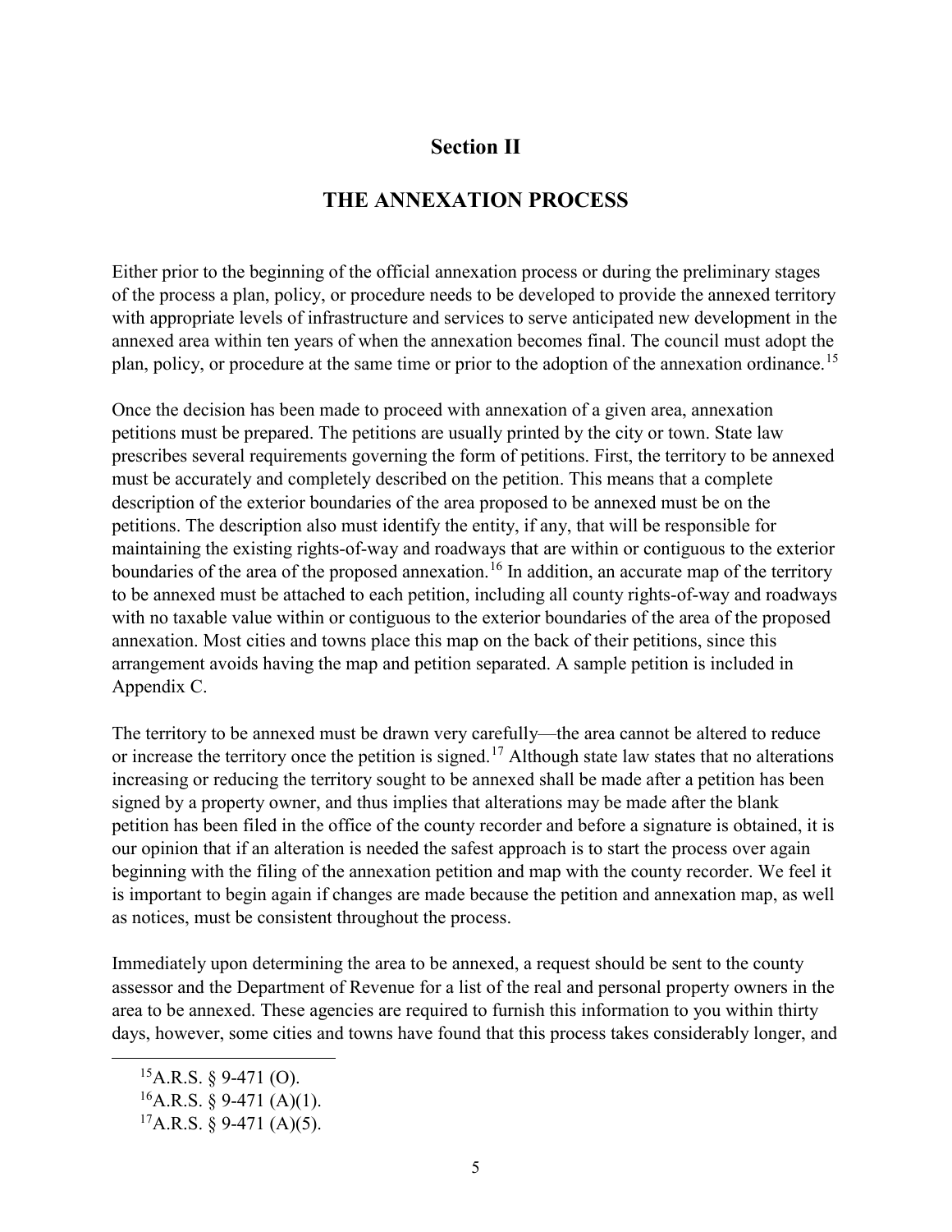## Section II

## THE ANNEXATION PROCESS

Either prior to the beginning of the official annexation process or during the preliminary stages of the process a plan, policy, or procedure needs to be developed to provide the annexed territory with appropriate levels of infrastructure and services to serve anticipated new development in the annexed area within ten years of when the annexation becomes final. The council must adopt the plan, policy, or procedure at the same time or prior to the adoption of the annexation ordinance.[15]

Once the decision has been made to proceed with annexation of a given area, annexation petitions must be prepared. The petitions are usually printed by the city or town. State law prescribes several requirements governing the form of petitions. First, the territory to be annexed must be accurately and completely described on the petition. This means that a complete description of the exterior boundaries of the area proposed to be annexed must be on the petitions. The description also must identify the entity, if any, that will be responsible for maintaining the existing rights-of-way and roadways that are within or contiguous to the exterior boundaries of the area of the proposed annexation.[16] In addition, an accurate map of the territory to be annexed must be attached to each petition, including all county rights-of-way and roadways with no taxable value within or contiguous to the exterior boundaries of the area of the proposed annexation. Most cities and towns place this map on the back of their petitions, since this arrangement avoids having the map and petition separated. A sample petition is included in Appendix C.

The territory to be annexed must be drawn very carefully—the area cannot be altered to reduce or increase the territory once the petition is signed.[17] Although state law states that no alterations increasing or reducing the territory sought to be annexed shall be made after a petition has been signed by a property owner, and thus implies that alterations may be made after the blank petition has been filed in the office of the county recorder and before a signature is obtained, it is our opinion that if an alteration is needed the safest approach is to start the process over again beginning with the filing of the annexation petition and map with the county recorder. We feel it is important to begin again if changes are made because the petition and annexation map, as well as notices, must be consistent throughout the process.

Immediately upon determining the area to be annexed, a request should be sent to the county assessor and the Department of Revenue for a list of the real and personal property owners in the area to be annexed. These agencies are required to furnish this information to you within thirty days, however, some cities and towns have found that this process takes considerably longer, and

---

[15] A.R.S. § 9-471 (O).

[16] A.R.S. § 9-471 (A)(1).

[17] A.R.S. § 9-471 (A)(5).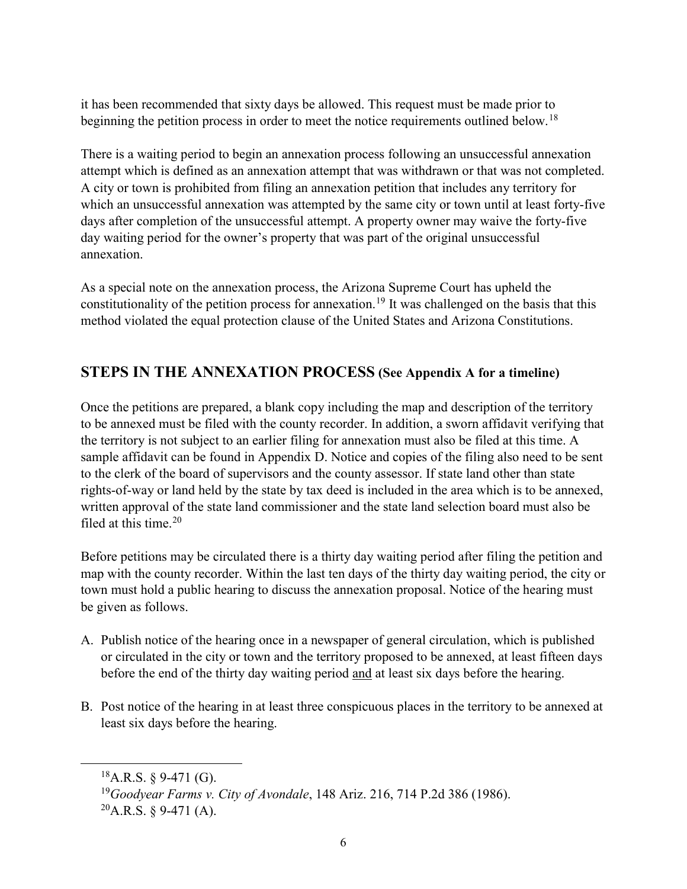it has been recommended that sixty days be allowed. This request must be made prior to beginning the petition process in order to meet the notice requirements outlined below.[18]

There is a waiting period to begin an annexation process following an unsuccessful annexation attempt which is defined as an annexation attempt that was withdrawn or that was not completed. A city or town is prohibited from filing an annexation petition that includes any territory for which an unsuccessful annexation was attempted by the same city or town until at least forty-five days after completion of the unsuccessful attempt. A property owner may waive the forty-five day waiting period for the owner's property that was part of the original unsuccessful annexation.

As a special note on the annexation process, the Arizona Supreme Court has upheld the constitutionality of the petition process for annexation.[19] It was challenged on the basis that this method violated the equal protection clause of the United States and Arizona Constitutions.

## STEPS IN THE ANNEXATION PROCESS (See Appendix A for a timeline)

Once the petitions are prepared, a blank copy including the map and description of the territory to be annexed must be filed with the county recorder. In addition, a sworn affidavit verifying that the territory is not subject to an earlier filing for annexation must also be filed at this time. A sample affidavit can be found in Appendix D. Notice and copies of the filing also need to be sent to the clerk of the board of supervisors and the county assessor. If state land other than state rights-of-way or land held by the state by tax deed is included in the area which is to be annexed, written approval of the state land commissioner and the state land selection board must also be filed at this time.[20]

Before petitions may be circulated there is a thirty day waiting period after filing the petition and map with the county recorder. Within the last ten days of the thirty day waiting period, the city or town must hold a public hearing to discuss the annexation proposal. Notice of the hearing must be given as follows.

A. Publish notice of the hearing once in a newspaper of general circulation, which is published or circulated in the city or town and the territory proposed to be annexed, at least fifteen days before the end of the thirty day waiting period <u>and</u> at least six days before the hearing.

B. Post notice of the hearing in at least three conspicuous places in the territory to be annexed at least six days before the hearing.

---

[18] A.R.S. § 9-471 (G).

[19] *Goodyear Farms v. City of Avondale*, 148 Ariz. 216, 714 P.2d 386 (1986).

[20] A.R.S. § 9-471 (A).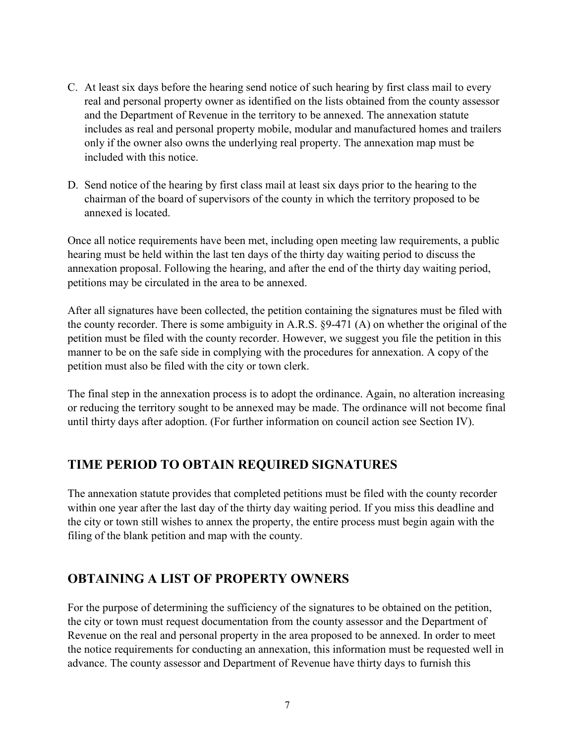C. At least six days before the hearing send notice of such hearing by first class mail to every real and personal property owner as identified on the lists obtained from the county assessor and the Department of Revenue in the territory to be annexed. The annexation statute includes as real and personal property mobile, modular and manufactured homes and trailers only if the owner also owns the underlying real property. The annexation map must be included with this notice.

D. Send notice of the hearing by first class mail at least six days prior to the hearing to the chairman of the board of supervisors of the county in which the territory proposed to be annexed is located.

Once all notice requirements have been met, including open meeting law requirements, a public hearing must be held within the last ten days of the thirty day waiting period to discuss the annexation proposal. Following the hearing, and after the end of the thirty day waiting period, petitions may be circulated in the area to be annexed.

After all signatures have been collected, the petition containing the signatures must be filed with the county recorder. There is some ambiguity in A.R.S. §9-471 (A) on whether the original of the petition must be filed with the county recorder. However, we suggest you file the petition in this manner to be on the safe side in complying with the procedures for annexation. A copy of the petition must also be filed with the city or town clerk.

The final step in the annexation process is to adopt the ordinance. Again, no alteration increasing or reducing the territory sought to be annexed may be made. The ordinance will not become final until thirty days after adoption. (For further information on council action see Section IV).

## TIME PERIOD TO OBTAIN REQUIRED SIGNATURES

The annexation statute provides that completed petitions must be filed with the county recorder within one year after the last day of the thirty day waiting period. If you miss this deadline and the city or town still wishes to annex the property, the entire process must begin again with the filing of the blank petition and map with the county.

## OBTAINING A LIST OF PROPERTY OWNERS

For the purpose of determining the sufficiency of the signatures to be obtained on the petition, the city or town must request documentation from the county assessor and the Department of Revenue on the real and personal property in the area proposed to be annexed. In order to meet the notice requirements for conducting an annexation, this information must be requested well in advance. The county assessor and Department of Revenue have thirty days to furnish this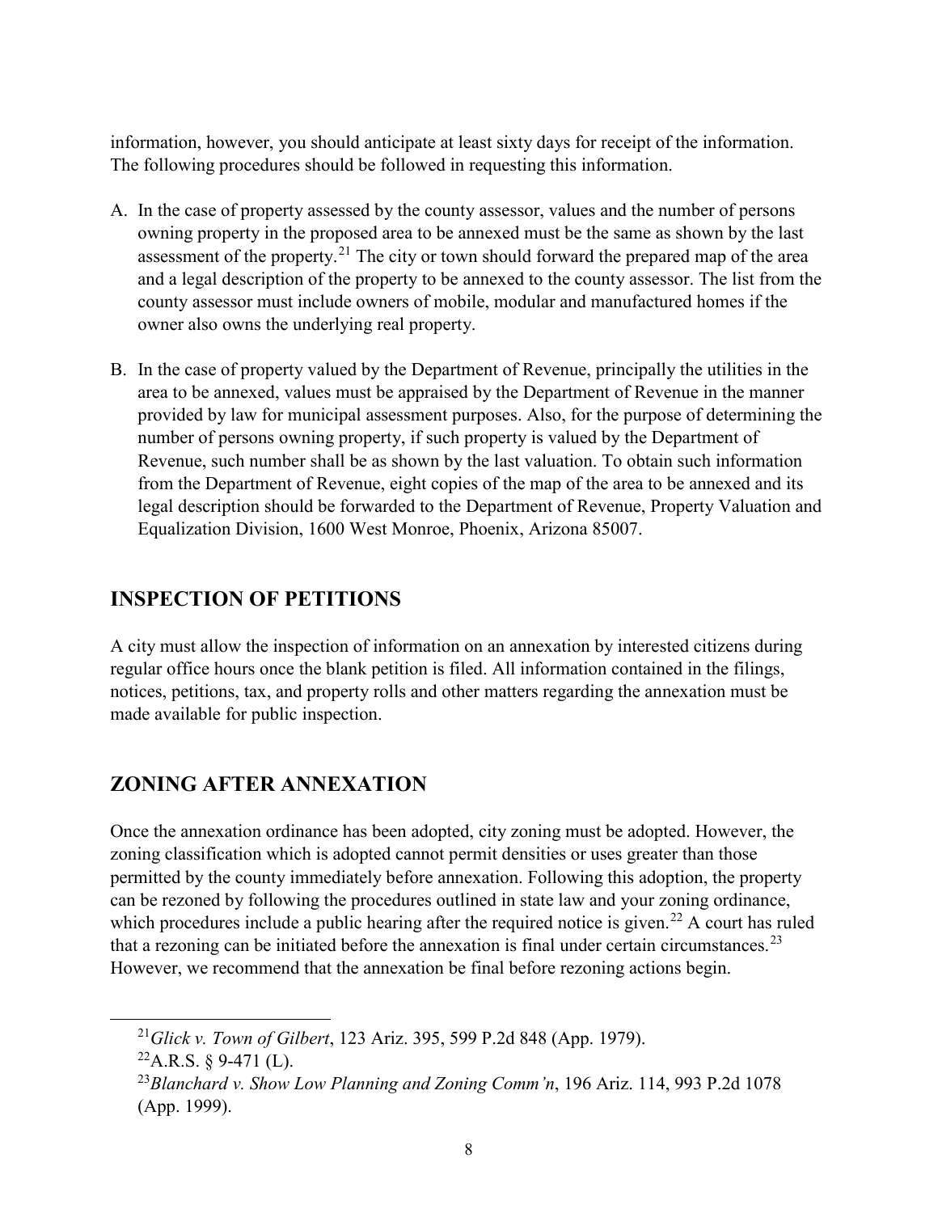information, however, you should anticipate at least sixty days for receipt of the information. The following procedures should be followed in requesting this information.

A. In the case of property assessed by the county assessor, values and the number of persons owning property in the proposed area to be annexed must be the same as shown by the last assessment of the property.[21] The city or town should forward the prepared map of the area and a legal description of the property to be annexed to the county assessor. The list from the county assessor must include owners of mobile, modular and manufactured homes if the owner also owns the underlying real property.

B. In the case of property valued by the Department of Revenue, principally the utilities in the area to be annexed, values must be appraised by the Department of Revenue in the manner provided by law for municipal assessment purposes. Also, for the purpose of determining the number of persons owning property, if such property is valued by the Department of Revenue, such number shall be as shown by the last valuation. To obtain such information from the Department of Revenue, eight copies of the map of the area to be annexed and its legal description should be forwarded to the Department of Revenue, Property Valuation and Equalization Division, 1600 West Monroe, Phoenix, Arizona 85007.

## INSPECTION OF PETITIONS

A city must allow the inspection of information on an annexation by interested citizens during regular office hours once the blank petition is filed. All information contained in the filings, notices, petitions, tax, and property rolls and other matters regarding the annexation must be made available for public inspection.

## ZONING AFTER ANNEXATION

Once the annexation ordinance has been adopted, city zoning must be adopted. However, the zoning classification which is adopted cannot permit densities or uses greater than those permitted by the county immediately before annexation. Following this adoption, the property can be rezoned by following the procedures outlined in state law and your zoning ordinance, which procedures include a public hearing after the required notice is given.[22] A court has ruled that a rezoning can be initiated before the annexation is final under certain circumstances.[23] However, we recommend that the annexation be final before rezoning actions begin.

---

[21] *Glick v. Town of Gilbert*, 123 Ariz. 395, 599 P.2d 848 (App. 1979).

[22] A.R.S. § 9-471 (L).

[23] *Blanchard v. Show Low Planning and Zoning Comm'n*, 196 Ariz. 114, 993 P.2d 1078 (App. 1999).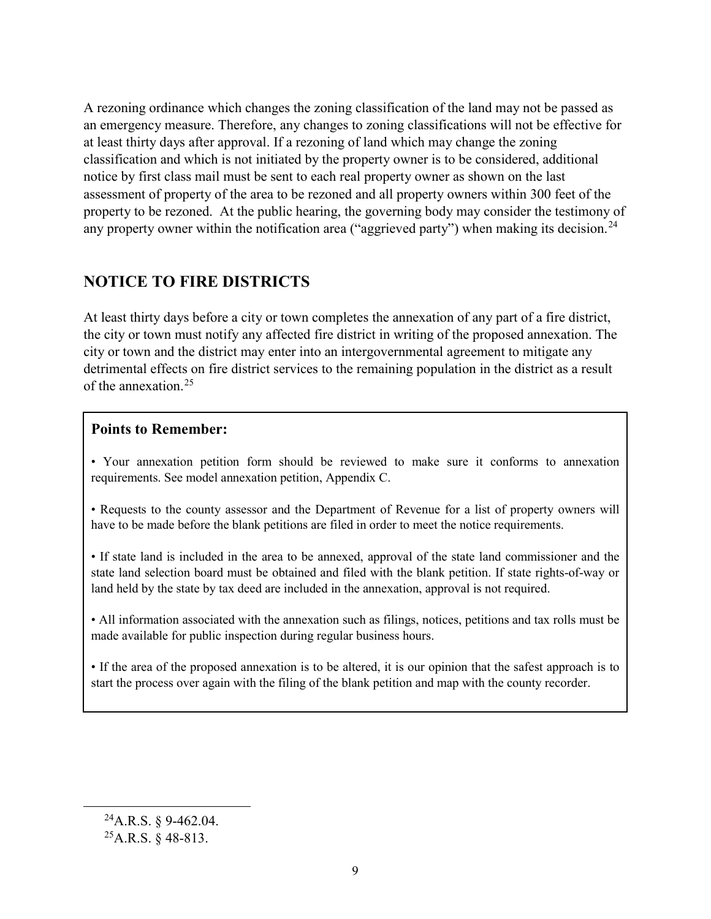A rezoning ordinance which changes the zoning classification of the land may not be passed as an emergency measure. Therefore, any changes to zoning classifications will not be effective for at least thirty days after approval. If a rezoning of land which may change the zoning classification and which is not initiated by the property owner is to be considered, additional notice by first class mail must be sent to each real property owner as shown on the last assessment of property of the area to be rezoned and all property owners within 300 feet of the property to be rezoned. At the public hearing, the governing body may consider the testimony of any property owner within the notification area ("aggrieved party") when making its decision.[24]

## NOTICE TO FIRE DISTRICTS

At least thirty days before a city or town completes the annexation of any part of a fire district, the city or town must notify any affected fire district in writing of the proposed annexation. The city or town and the district may enter into an intergovernmental agreement to mitigate any detrimental effects on fire district services to the remaining population in the district as a result of the annexation.[25]

> **Points to Remember:**
>
> • Your annexation petition form should be reviewed to make sure it conforms to annexation requirements. See model annexation petition, Appendix C.
>
> • Requests to the county assessor and the Department of Revenue for a list of property owners will have to be made before the blank petitions are filed in order to meet the notice requirements.
>
> • If state land is included in the area to be annexed, approval of the state land commissioner and the state land selection board must be obtained and filed with the blank petition. If state rights-of-way or land held by the state by tax deed are included in the annexation, approval is not required.
>
> • All information associated with the annexation such as filings, notices, petitions and tax rolls must be made available for public inspection during regular business hours.
>
> • If the area of the proposed annexation is to be altered, it is our opinion that the safest approach is to start the process over again with the filing of the blank petition and map with the county recorder.

---

[24] A.R.S. § 9-462.04.

[25] A.R.S. § 48-813.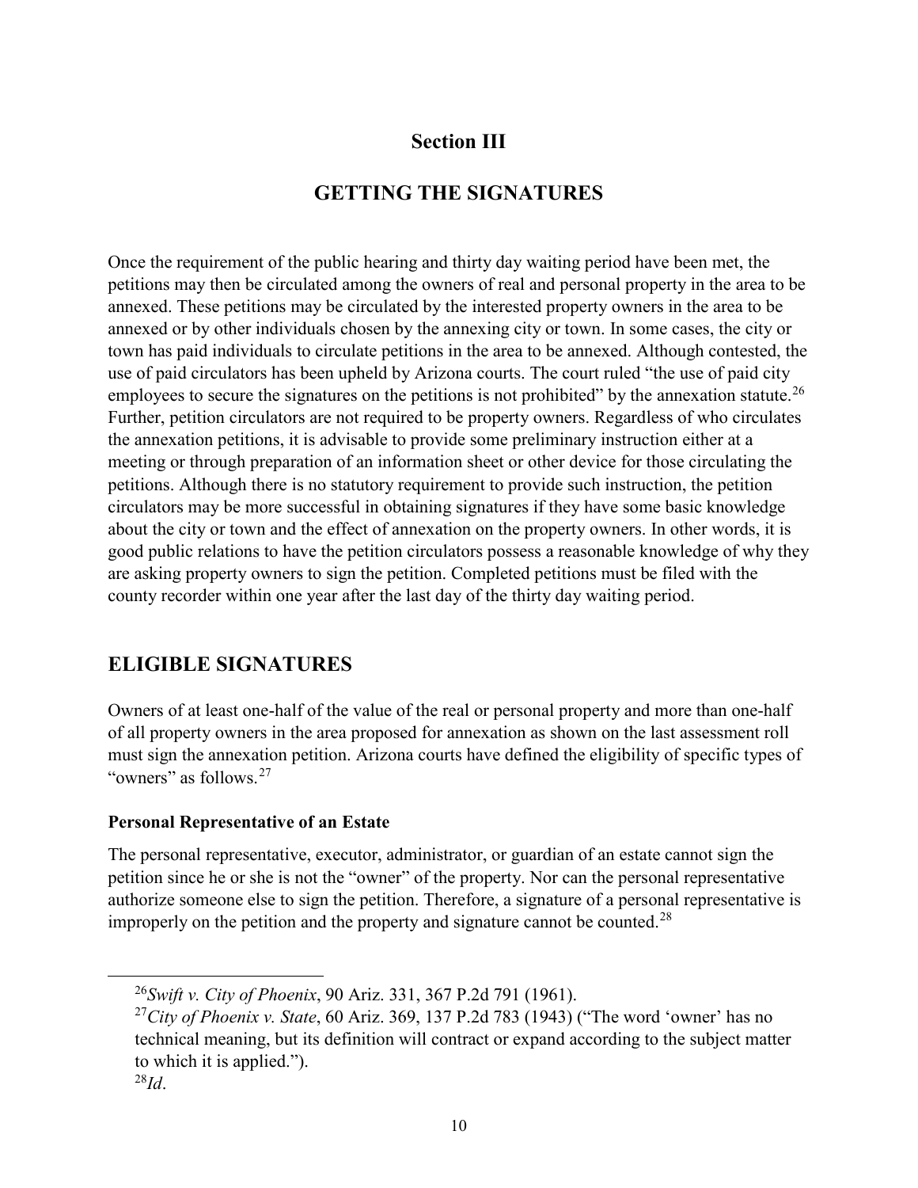# Section III

## GETTING THE SIGNATURES

Once the requirement of the public hearing and thirty day waiting period have been met, the petitions may then be circulated among the owners of real and personal property in the area to be annexed. These petitions may be circulated by the interested property owners in the area to be annexed or by other individuals chosen by the annexing city or town. In some cases, the city or town has paid individuals to circulate petitions in the area to be annexed. Although contested, the use of paid circulators has been upheld by Arizona courts. The court ruled "the use of paid city employees to secure the signatures on the petitions is not prohibited" by the annexation statute.[26] Further, petition circulators are not required to be property owners. Regardless of who circulates the annexation petitions, it is advisable to provide some preliminary instruction either at a meeting or through preparation of an information sheet or other device for those circulating the petitions. Although there is no statutory requirement to provide such instruction, the petition circulators may be more successful in obtaining signatures if they have some basic knowledge about the city or town and the effect of annexation on the property owners. In other words, it is good public relations to have the petition circulators possess a reasonable knowledge of why they are asking property owners to sign the petition. Completed petitions must be filed with the county recorder within one year after the last day of the thirty day waiting period.

## ELIGIBLE SIGNATURES

Owners of at least one-half of the value of the real or personal property and more than one-half of all property owners in the area proposed for annexation as shown on the last assessment roll must sign the annexation petition. Arizona courts have defined the eligibility of specific types of "owners" as follows.[27]

### Personal Representative of an Estate

The personal representative, executor, administrator, or guardian of an estate cannot sign the petition since he or she is not the "owner" of the property. Nor can the personal representative authorize someone else to sign the petition. Therefore, a signature of a personal representative is improperly on the petition and the property and signature cannot be counted.[28]

---

[26] *Swift v. City of Phoenix*, 90 Ariz. 331, 367 P.2d 791 (1961).

[27] *City of Phoenix v. State*, 60 Ariz. 369, 137 P.2d 783 (1943) ("The word 'owner' has no technical meaning, but its definition will contract or expand according to the subject matter to which it is applied.").

[28] *Id*.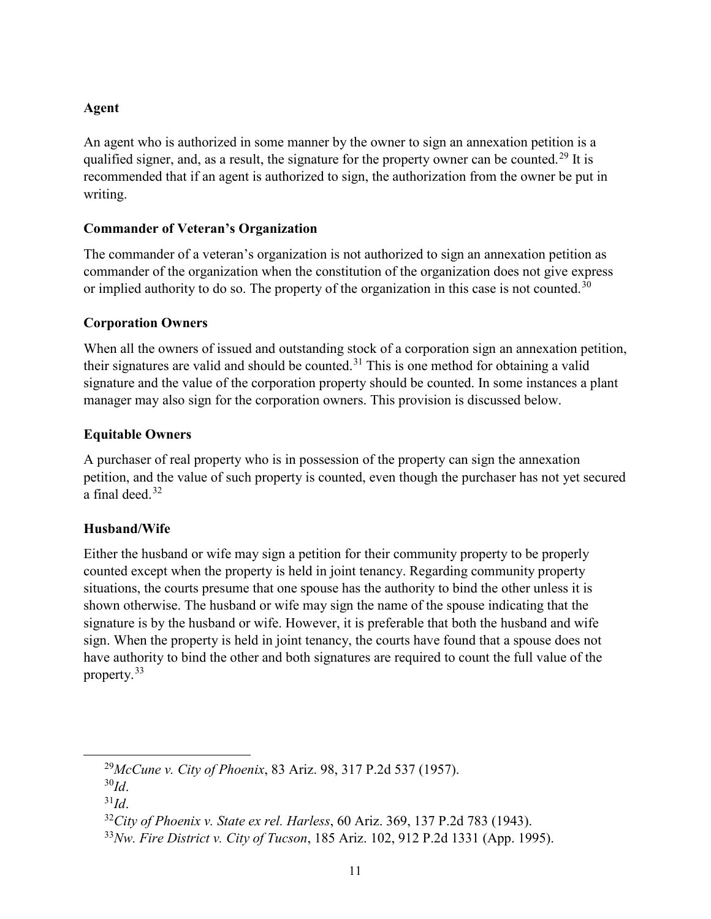**Agent**

An agent who is authorized in some manner by the owner to sign an annexation petition is a qualified signer, and, as a result, the signature for the property owner can be counted.[29] It is recommended that if an agent is authorized to sign, the authorization from the owner be put in writing.

**Commander of Veteran's Organization**

The commander of a veteran's organization is not authorized to sign an annexation petition as commander of the organization when the constitution of the organization does not give express or implied authority to do so. The property of the organization in this case is not counted.[30]

**Corporation Owners**

When all the owners of issued and outstanding stock of a corporation sign an annexation petition, their signatures are valid and should be counted.[31] This is one method for obtaining a valid signature and the value of the corporation property should be counted. In some instances a plant manager may also sign for the corporation owners. This provision is discussed below.

**Equitable Owners**

A purchaser of real property who is in possession of the property can sign the annexation petition, and the value of such property is counted, even though the purchaser has not yet secured a final deed.[32]

**Husband/Wife**

Either the husband or wife may sign a petition for their community property to be properly counted except when the property is held in joint tenancy. Regarding community property situations, the courts presume that one spouse has the authority to bind the other unless it is shown otherwise. The husband or wife may sign the name of the spouse indicating that the signature is by the husband or wife. However, it is preferable that both the husband and wife sign. When the property is held in joint tenancy, the courts have found that a spouse does not have authority to bind the other and both signatures are required to count the full value of the property.[33]

---

[29] *McCune v. City of Phoenix*, 83 Ariz. 98, 317 P.2d 537 (1957).

[30] *Id*.

[31] *Id*.

[32] *City of Phoenix v. State ex rel. Harless*, 60 Ariz. 369, 137 P.2d 783 (1943).

[33] *Nw. Fire District v. City of Tucson*, 185 Ariz. 102, 912 P.2d 1331 (App. 1995).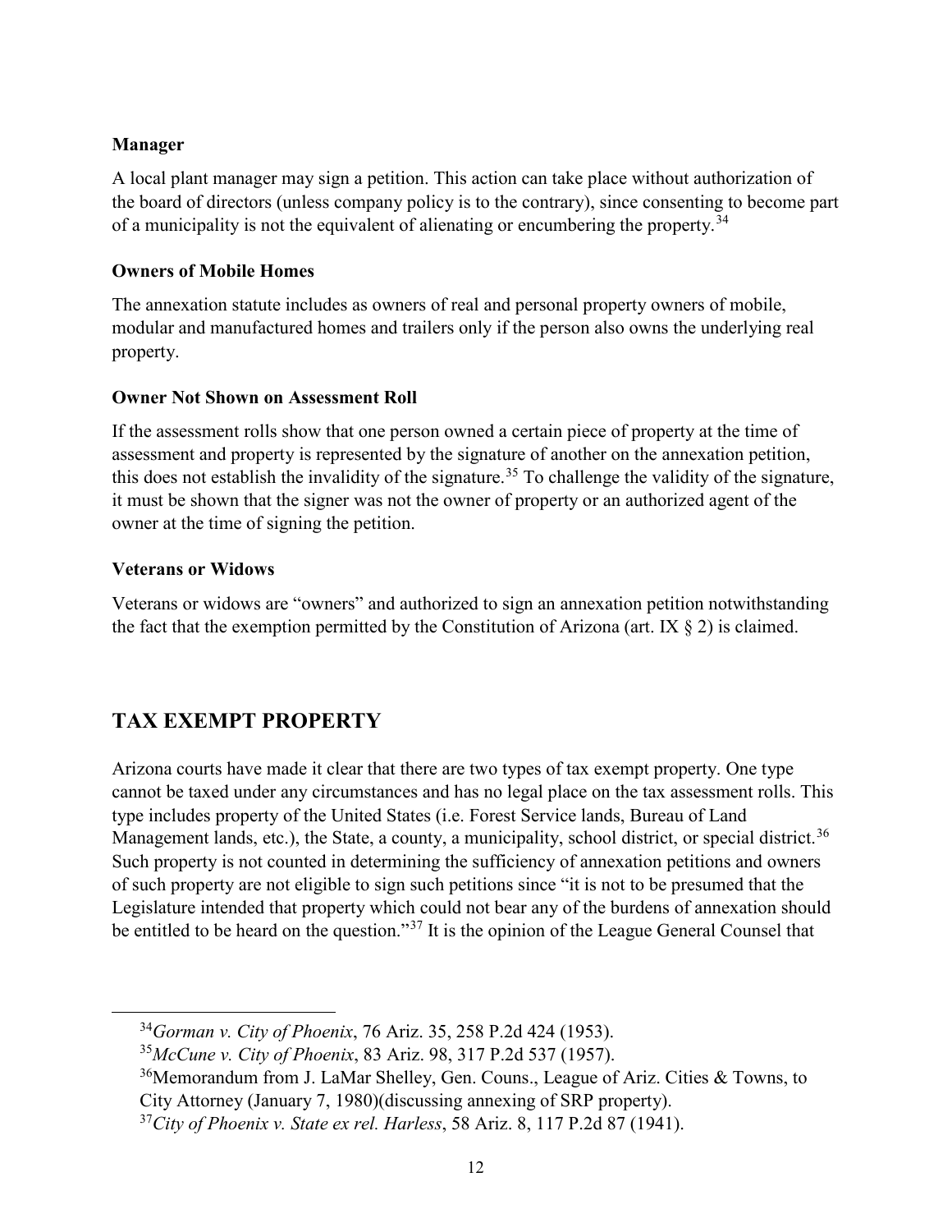### Manager

A local plant manager may sign a petition. This action can take place without authorization of the board of directors (unless company policy is to the contrary), since consenting to become part of a municipality is not the equivalent of alienating or encumbering the property.[34]

### Owners of Mobile Homes

The annexation statute includes as owners of real and personal property owners of mobile, modular and manufactured homes and trailers only if the person also owns the underlying real property.

### Owner Not Shown on Assessment Roll

If the assessment rolls show that one person owned a certain piece of property at the time of assessment and property is represented by the signature of another on the annexation petition, this does not establish the invalidity of the signature.[35] To challenge the validity of the signature, it must be shown that the signer was not the owner of property or an authorized agent of the owner at the time of signing the petition.

### Veterans or Widows

Veterans or widows are "owners" and authorized to sign an annexation petition notwithstanding the fact that the exemption permitted by the Constitution of Arizona (art. IX § 2) is claimed.

## TAX EXEMPT PROPERTY

Arizona courts have made it clear that there are two types of tax exempt property. One type cannot be taxed under any circumstances and has no legal place on the tax assessment rolls. This type includes property of the United States (i.e. Forest Service lands, Bureau of Land Management lands, etc.), the State, a county, a municipality, school district, or special district.[36] Such property is not counted in determining the sufficiency of annexation petitions and owners of such property are not eligible to sign such petitions since "it is not to be presumed that the Legislature intended that property which could not bear any of the burdens of annexation should be entitled to be heard on the question."[37] It is the opinion of the League General Counsel that

---

[34] *Gorman v. City of Phoenix*, 76 Ariz. 35, 258 P.2d 424 (1953).

[35] *McCune v. City of Phoenix*, 83 Ariz. 98, 317 P.2d 537 (1957).

[36] Memorandum from J. LaMar Shelley, Gen. Couns., League of Ariz. Cities & Towns, to City Attorney (January 7, 1980)(discussing annexing of SRP property).

[37] *City of Phoenix v. State ex rel. Harless*, 58 Ariz. 8, 117 P.2d 87 (1941).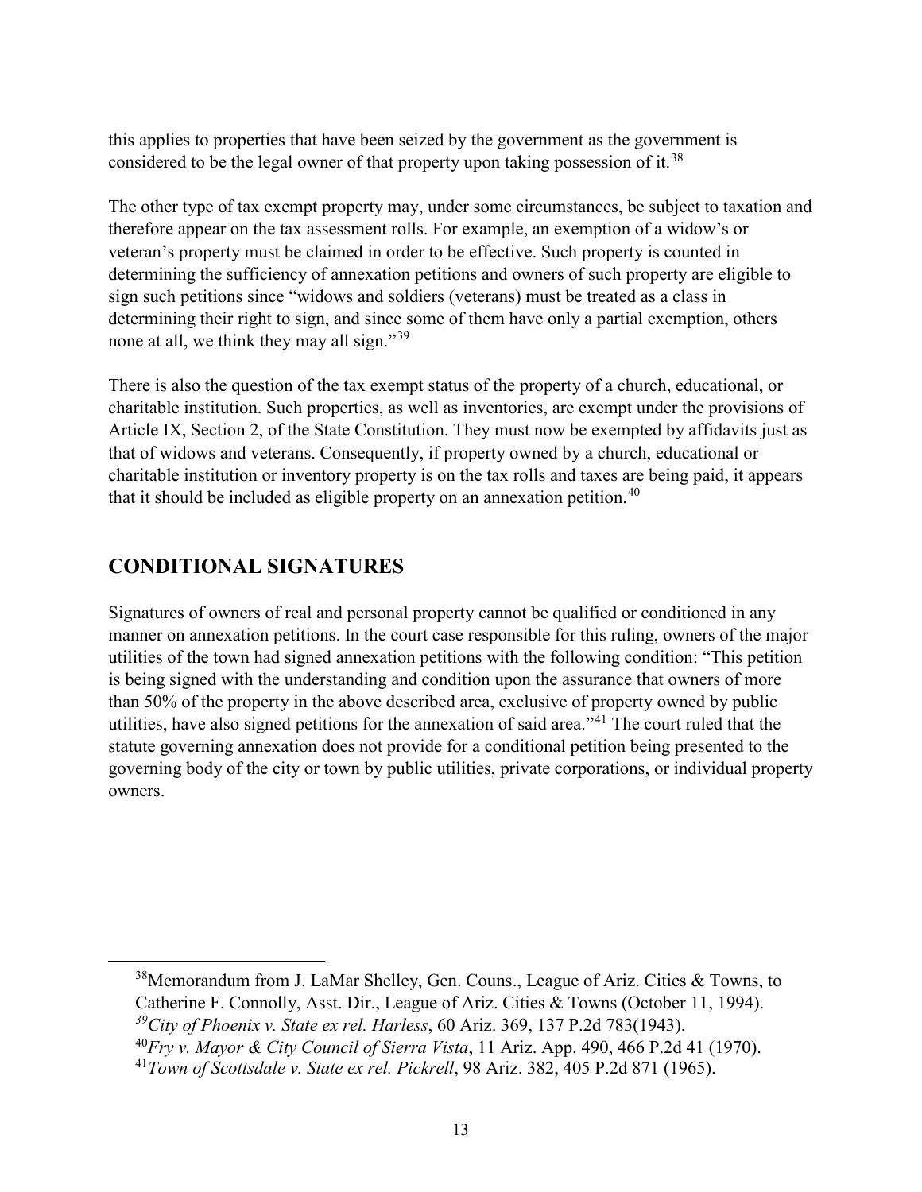this applies to properties that have been seized by the government as the government is considered to be the legal owner of that property upon taking possession of it.[38]

The other type of tax exempt property may, under some circumstances, be subject to taxation and therefore appear on the tax assessment rolls. For example, an exemption of a widow's or veteran's property must be claimed in order to be effective. Such property is counted in determining the sufficiency of annexation petitions and owners of such property are eligible to sign such petitions since "widows and soldiers (veterans) must be treated as a class in determining their right to sign, and since some of them have only a partial exemption, others none at all, we think they may all sign."[39]

There is also the question of the tax exempt status of the property of a church, educational, or charitable institution. Such properties, as well as inventories, are exempt under the provisions of Article IX, Section 2, of the State Constitution. They must now be exempted by affidavits just as that of widows and veterans. Consequently, if property owned by a church, educational or charitable institution or inventory property is on the tax rolls and taxes are being paid, it appears that it should be included as eligible property on an annexation petition.[40]

## CONDITIONAL SIGNATURES

Signatures of owners of real and personal property cannot be qualified or conditioned in any manner on annexation petitions. In the court case responsible for this ruling, owners of the major utilities of the town had signed annexation petitions with the following condition: "This petition is being signed with the understanding and condition upon the assurance that owners of more than 50% of the property in the above described area, exclusive of property owned by public utilities, have also signed petitions for the annexation of said area."[41] The court ruled that the statute governing annexation does not provide for a conditional petition being presented to the governing body of the city or town by public utilities, private corporations, or individual property owners.

---

[38] Memorandum from J. LaMar Shelley, Gen. Couns., League of Ariz. Cities & Towns, to Catherine F. Connolly, Asst. Dir., League of Ariz. Cities & Towns (October 11, 1994).

[39] *City of Phoenix v. State ex rel. Harless*, 60 Ariz. 369, 137 P.2d 783(1943).

[40] *Fry v. Mayor & City Council of Sierra Vista*, 11 Ariz. App. 490, 466 P.2d 41 (1970).

[41] *Town of Scottsdale v. State ex rel. Pickrell*, 98 Ariz. 382, 405 P.2d 871 (1965).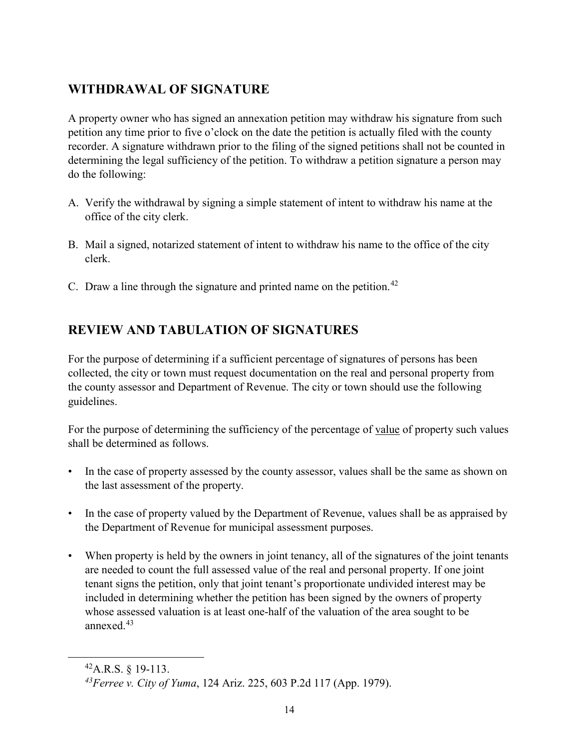## WITHDRAWAL OF SIGNATURE

A property owner who has signed an annexation petition may withdraw his signature from such petition any time prior to five o'clock on the date the petition is actually filed with the county recorder. A signature withdrawn prior to the filing of the signed petitions shall not be counted in determining the legal sufficiency of the petition. To withdraw a petition signature a person may do the following:

A. Verify the withdrawal by signing a simple statement of intent to withdraw his name at the office of the city clerk.

B. Mail a signed, notarized statement of intent to withdraw his name to the office of the city clerk.

C. Draw a line through the signature and printed name on the petition.[42]

## REVIEW AND TABULATION OF SIGNATURES

For the purpose of determining if a sufficient percentage of signatures of persons has been collected, the city or town must request documentation on the real and personal property from the county assessor and Department of Revenue. The city or town should use the following guidelines.

For the purpose of determining the sufficiency of the percentage of <u>value</u> of property such values shall be determined as follows.

- In the case of property assessed by the county assessor, values shall be the same as shown on the last assessment of the property.
- In the case of property valued by the Department of Revenue, values shall be as appraised by the Department of Revenue for municipal assessment purposes.
- When property is held by the owners in joint tenancy, all of the signatures of the joint tenants are needed to count the full assessed value of the real and personal property. If one joint tenant signs the petition, only that joint tenant's proportionate undivided interest may be included in determining whether the petition has been signed by the owners of property whose assessed valuation is at least one-half of the valuation of the area sought to be annexed.[43]

---

[42] A.R.S. § 19-113.

[43] *Ferree v. City of Yuma*, 124 Ariz. 225, 603 P.2d 117 (App. 1979).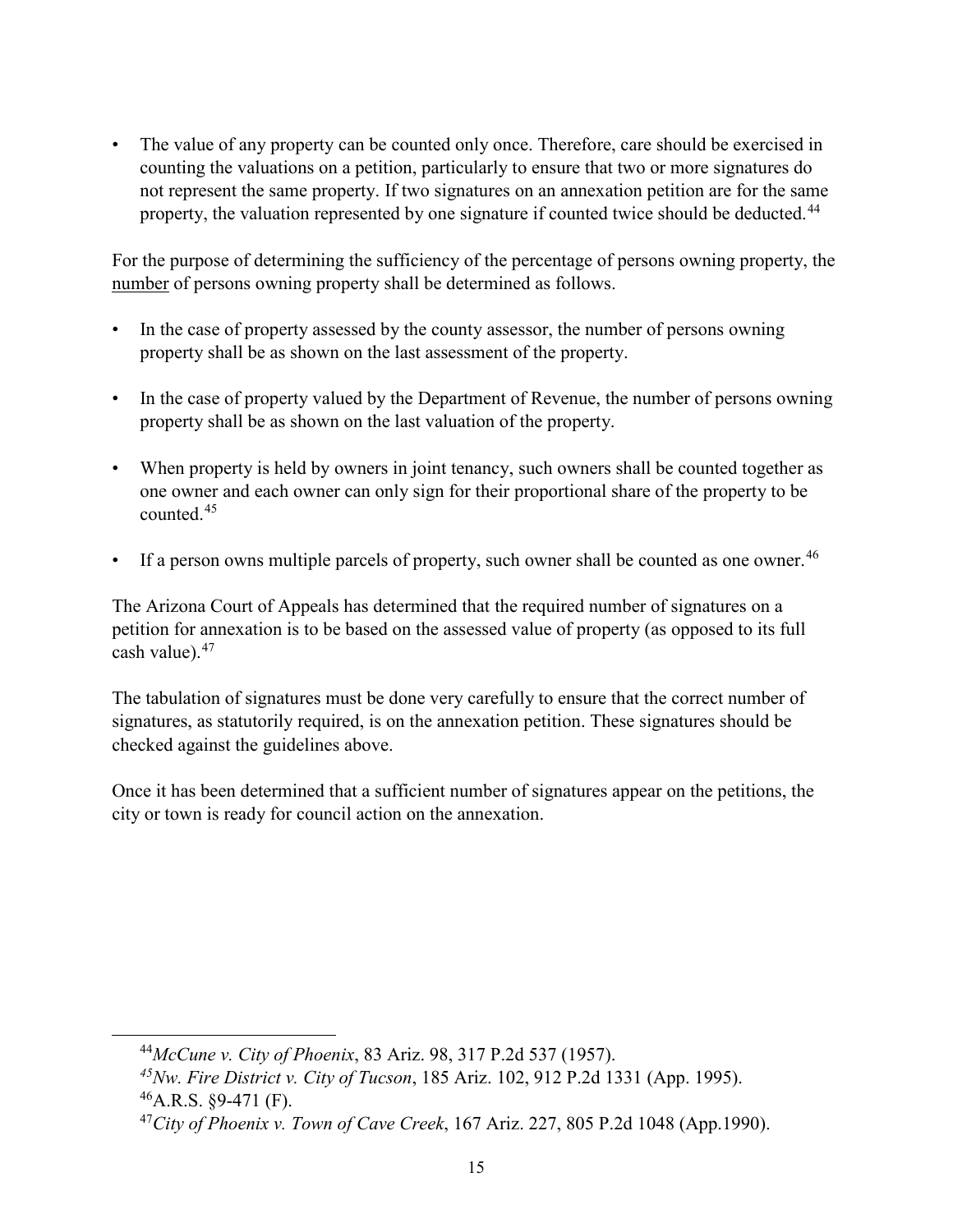- The value of any property can be counted only once. Therefore, care should be exercised in counting the valuations on a petition, particularly to ensure that two or more signatures do not represent the same property. If two signatures on an annexation petition are for the same property, the valuation represented by one signature if counted twice should be deducted.[44]

For the purpose of determining the sufficiency of the percentage of persons owning property, the number of persons owning property shall be determined as follows.

- In the case of property assessed by the county assessor, the number of persons owning property shall be as shown on the last assessment of the property.
- In the case of property valued by the Department of Revenue, the number of persons owning property shall be as shown on the last valuation of the property.
- When property is held by owners in joint tenancy, such owners shall be counted together as one owner and each owner can only sign for their proportional share of the property to be counted.[45]
- If a person owns multiple parcels of property, such owner shall be counted as one owner.[46]

The Arizona Court of Appeals has determined that the required number of signatures on a petition for annexation is to be based on the assessed value of property (as opposed to its full cash value).[47]

The tabulation of signatures must be done very carefully to ensure that the correct number of signatures, as statutorily required, is on the annexation petition. These signatures should be checked against the guidelines above.

Once it has been determined that a sufficient number of signatures appear on the petitions, the city or town is ready for council action on the annexation.

---

[44] *McCune v. City of Phoenix*, 83 Ariz. 98, 317 P.2d 537 (1957).

[45] *Nw. Fire District v. City of Tucson*, 185 Ariz. 102, 912 P.2d 1331 (App. 1995).

[46] A.R.S. §9-471 (F).

[47] *City of Phoenix v. Town of Cave Creek*, 167 Ariz. 227, 805 P.2d 1048 (App.1990).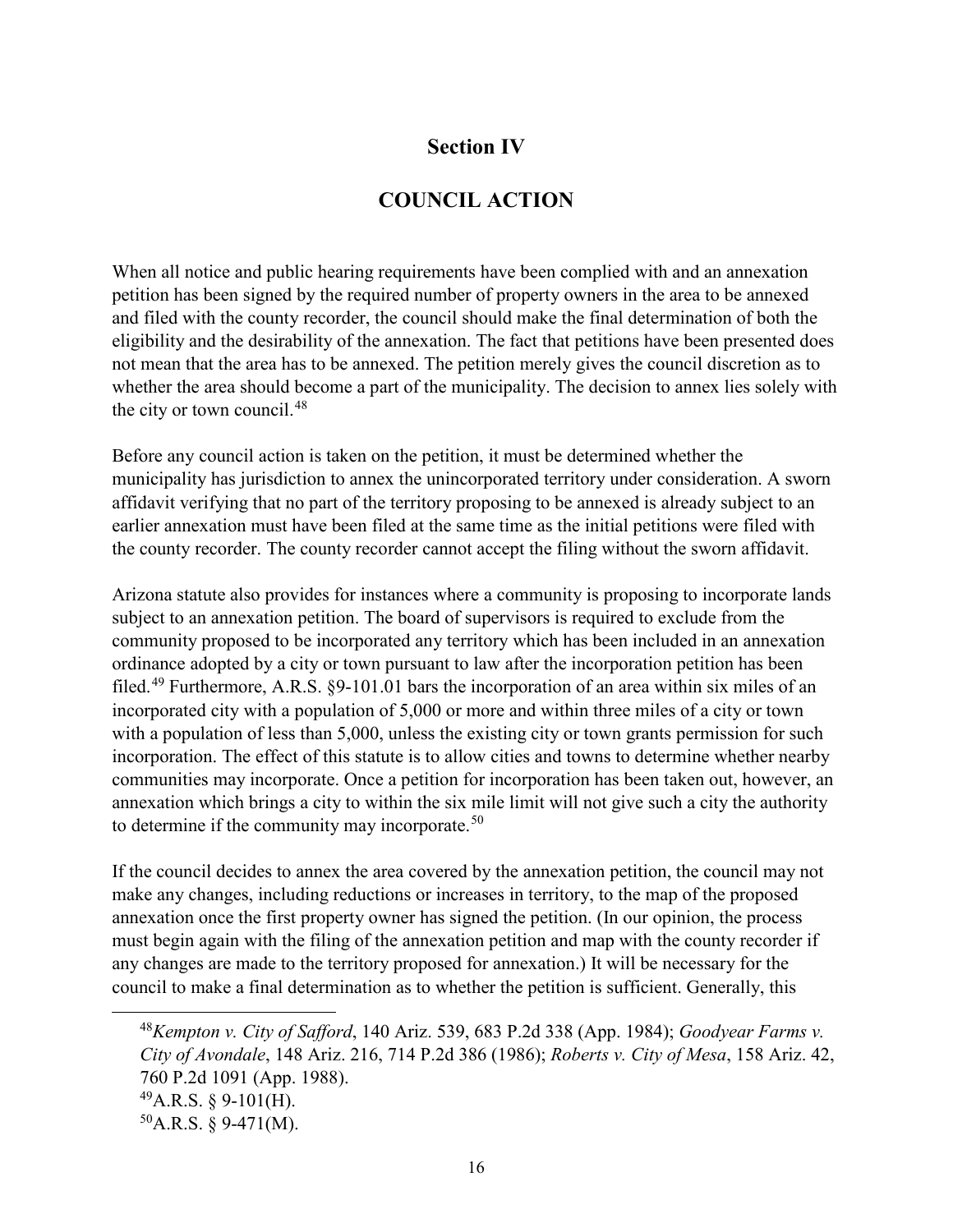## Section IV

## COUNCIL ACTION

When all notice and public hearing requirements have been complied with and an annexation petition has been signed by the required number of property owners in the area to be annexed and filed with the county recorder, the council should make the final determination of both the eligibility and the desirability of the annexation. The fact that petitions have been presented does not mean that the area has to be annexed. The petition merely gives the council discretion as to whether the area should become a part of the municipality. The decision to annex lies solely with the city or town council.[48]

Before any council action is taken on the petition, it must be determined whether the municipality has jurisdiction to annex the unincorporated territory under consideration. A sworn affidavit verifying that no part of the territory proposing to be annexed is already subject to an earlier annexation must have been filed at the same time as the initial petitions were filed with the county recorder. The county recorder cannot accept the filing without the sworn affidavit.

Arizona statute also provides for instances where a community is proposing to incorporate lands subject to an annexation petition. The board of supervisors is required to exclude from the community proposed to be incorporated any territory which has been included in an annexation ordinance adopted by a city or town pursuant to law after the incorporation petition has been filed.[49] Furthermore, A.R.S. §9-101.01 bars the incorporation of an area within six miles of an incorporated city with a population of 5,000 or more and within three miles of a city or town with a population of less than 5,000, unless the existing city or town grants permission for such incorporation. The effect of this statute is to allow cities and towns to determine whether nearby communities may incorporate. Once a petition for incorporation has been taken out, however, an annexation which brings a city to within the six mile limit will not give such a city the authority to determine if the community may incorporate.[50]

If the council decides to annex the area covered by the annexation petition, the council may not make any changes, including reductions or increases in territory, to the map of the proposed annexation once the first property owner has signed the petition. (In our opinion, the process must begin again with the filing of the annexation petition and map with the county recorder if any changes are made to the territory proposed for annexation.) It will be necessary for the council to make a final determination as to whether the petition is sufficient. Generally, this

---

[48] *Kempton v. City of Safford*, 140 Ariz. 539, 683 P.2d 338 (App. 1984); *Goodyear Farms v. City of Avondale*, 148 Ariz. 216, 714 P.2d 386 (1986); *Roberts v. City of Mesa*, 158 Ariz. 42, 760 P.2d 1091 (App. 1988).

[49] A.R.S. § 9-101(H).

[50] A.R.S. § 9-471(M).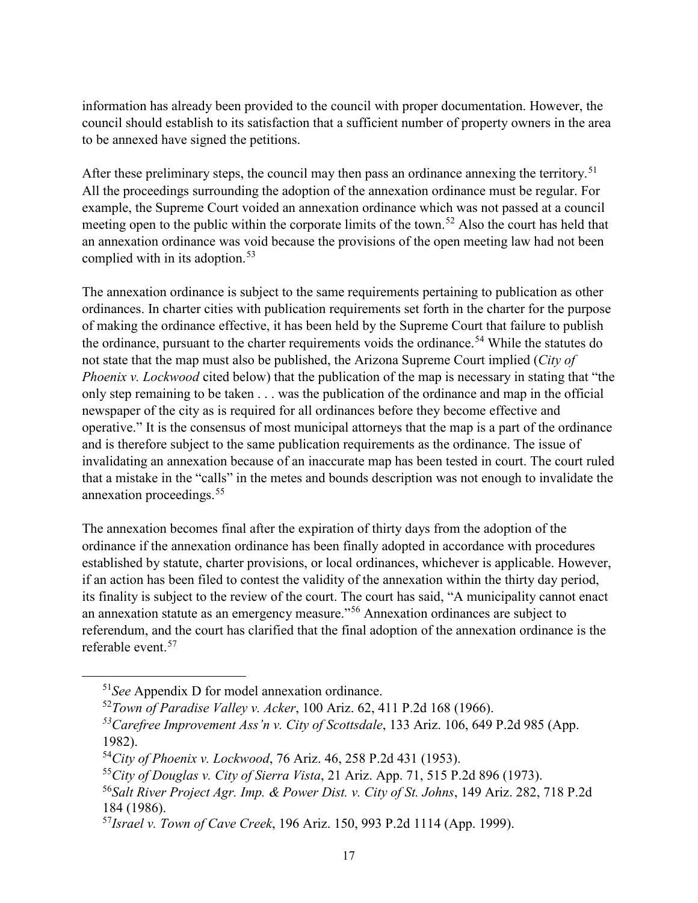information has already been provided to the council with proper documentation. However, the council should establish to its satisfaction that a sufficient number of property owners in the area to be annexed have signed the petitions.

After these preliminary steps, the council may then pass an ordinance annexing the territory.[51] All the proceedings surrounding the adoption of the annexation ordinance must be regular. For example, the Supreme Court voided an annexation ordinance which was not passed at a council meeting open to the public within the corporate limits of the town.[52] Also the court has held that an annexation ordinance was void because the provisions of the open meeting law had not been complied with in its adoption.[53]

The annexation ordinance is subject to the same requirements pertaining to publication as other ordinances. In charter cities with publication requirements set forth in the charter for the purpose of making the ordinance effective, it has been held by the Supreme Court that failure to publish the ordinance, pursuant to the charter requirements voids the ordinance.[54] While the statutes do not state that the map must also be published, the Arizona Supreme Court implied (*City of Phoenix v. Lockwood* cited below) that the publication of the map is necessary in stating that "the only step remaining to be taken . . . was the publication of the ordinance and map in the official newspaper of the city as is required for all ordinances before they become effective and operative." It is the consensus of most municipal attorneys that the map is a part of the ordinance and is therefore subject to the same publication requirements as the ordinance. The issue of invalidating an annexation because of an inaccurate map has been tested in court. The court ruled that a mistake in the "calls" in the metes and bounds description was not enough to invalidate the annexation proceedings.[55]

The annexation becomes final after the expiration of thirty days from the adoption of the ordinance if the annexation ordinance has been finally adopted in accordance with procedures established by statute, charter provisions, or local ordinances, whichever is applicable. However, if an action has been filed to contest the validity of the annexation within the thirty day period, its finality is subject to the review of the court. The court has said, "A municipality cannot enact an annexation statute as an emergency measure."[56] Annexation ordinances are subject to referendum, and the court has clarified that the final adoption of the annexation ordinance is the referable event.[57]

---

[51] *See* Appendix D for model annexation ordinance.

[52] *Town of Paradise Valley v. Acker*, 100 Ariz. 62, 411 P.2d 168 (1966).

[53] *Carefree Improvement Ass'n v. City of Scottsdale*, 133 Ariz. 106, 649 P.2d 985 (App. 1982).

[54] *City of Phoenix v. Lockwood*, 76 Ariz. 46, 258 P.2d 431 (1953).

[55] *City of Douglas v. City of Sierra Vista*, 21 Ariz. App. 71, 515 P.2d 896 (1973).

[56] *Salt River Project Agr. Imp. & Power Dist. v. City of St. Johns*, 149 Ariz. 282, 718 P.2d 184 (1986).

[57] *Israel v. Town of Cave Creek*, 196 Ariz. 150, 993 P.2d 1114 (App. 1999).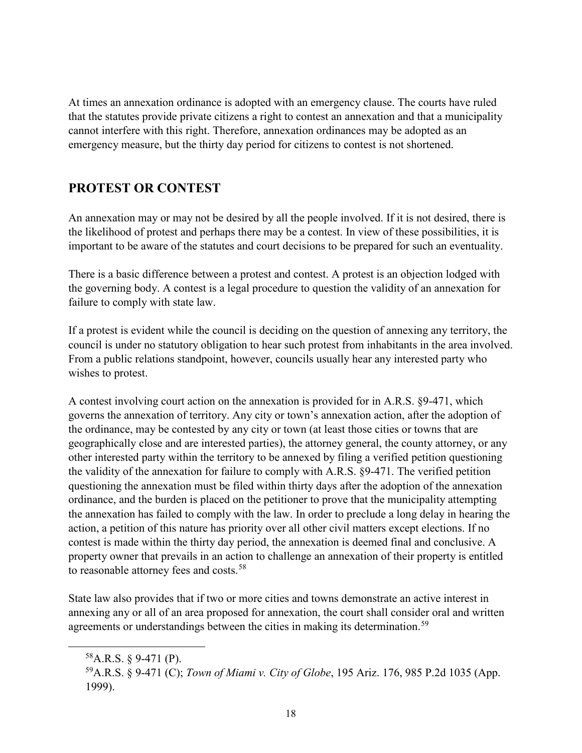At times an annexation ordinance is adopted with an emergency clause. The courts have ruled that the statutes provide private citizens a right to contest an annexation and that a municipality cannot interfere with this right. Therefore, annexation ordinances may be adopted as an emergency measure, but the thirty day period for citizens to contest is not shortened.

## PROTEST OR CONTEST

An annexation may or may not be desired by all the people involved. If it is not desired, there is the likelihood of protest and perhaps there may be a contest. In view of these possibilities, it is important to be aware of the statutes and court decisions to be prepared for such an eventuality.

There is a basic difference between a protest and contest. A protest is an objection lodged with the governing body. A contest is a legal procedure to question the validity of an annexation for failure to comply with state law.

If a protest is evident while the council is deciding on the question of annexing any territory, the council is under no statutory obligation to hear such protest from inhabitants in the area involved. From a public relations standpoint, however, councils usually hear any interested party who wishes to protest.

A contest involving court action on the annexation is provided for in A.R.S. §9-471, which governs the annexation of territory. Any city or town's annexation action, after the adoption of the ordinance, may be contested by any city or town (at least those cities or towns that are geographically close and are interested parties), the attorney general, the county attorney, or any other interested party within the territory to be annexed by filing a verified petition questioning the validity of the annexation for failure to comply with A.R.S. §9-471. The verified petition questioning the annexation must be filed within thirty days after the adoption of the annexation ordinance, and the burden is placed on the petitioner to prove that the municipality attempting the annexation has failed to comply with the law. In order to preclude a long delay in hearing the action, a petition of this nature has priority over all other civil matters except elections. If no contest is made within the thirty day period, the annexation is deemed final and conclusive. A property owner that prevails in an action to challenge an annexation of their property is entitled to reasonable attorney fees and costs.[58]

State law also provides that if two or more cities and towns demonstrate an active interest in annexing any or all of an area proposed for annexation, the court shall consider oral and written agreements or understandings between the cities in making its determination.[59]

[58] A.R.S. § 9-471 (P).

[59] A.R.S. § 9-471 (C); *Town of Miami v. City of Globe*, 195 Ariz. 176, 985 P.2d 1035 (App. 1999).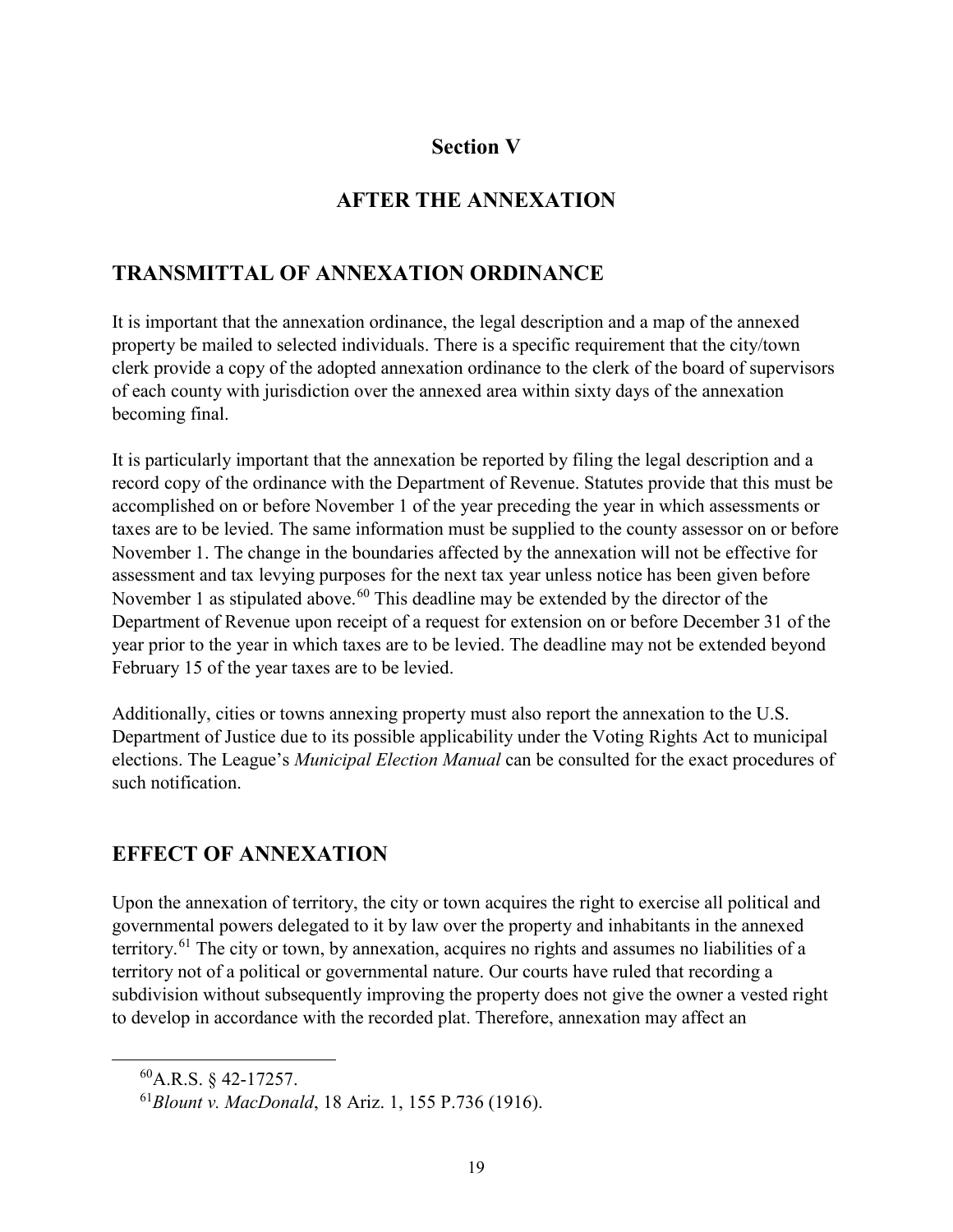# Section V

# AFTER THE ANNEXATION

## TRANSMITTAL OF ANNEXATION ORDINANCE

It is important that the annexation ordinance, the legal description and a map of the annexed property be mailed to selected individuals. There is a specific requirement that the city/town clerk provide a copy of the adopted annexation ordinance to the clerk of the board of supervisors of each county with jurisdiction over the annexed area within sixty days of the annexation becoming final.

It is particularly important that the annexation be reported by filing the legal description and a record copy of the ordinance with the Department of Revenue. Statutes provide that this must be accomplished on or before November 1 of the year preceding the year in which assessments or taxes are to be levied. The same information must be supplied to the county assessor on or before November 1. The change in the boundaries affected by the annexation will not be effective for assessment and tax levying purposes for the next tax year unless notice has been given before November 1 as stipulated above.[60] This deadline may be extended by the director of the Department of Revenue upon receipt of a request for extension on or before December 31 of the year prior to the year in which taxes are to be levied. The deadline may not be extended beyond February 15 of the year taxes are to be levied.

Additionally, cities or towns annexing property must also report the annexation to the U.S. Department of Justice due to its possible applicability under the Voting Rights Act to municipal elections. The League's *Municipal Election Manual* can be consulted for the exact procedures of such notification.

## EFFECT OF ANNEXATION

Upon the annexation of territory, the city or town acquires the right to exercise all political and governmental powers delegated to it by law over the property and inhabitants in the annexed territory.[61] The city or town, by annexation, acquires no rights and assumes no liabilities of a territory not of a political or governmental nature. Our courts have ruled that recording a subdivision without subsequently improving the property does not give the owner a vested right to develop in accordance with the recorded plat. Therefore, annexation may affect an

---

[60] A.R.S. § 42-17257.

[61] *Blount v. MacDonald*, 18 Ariz. 1, 155 P.736 (1916).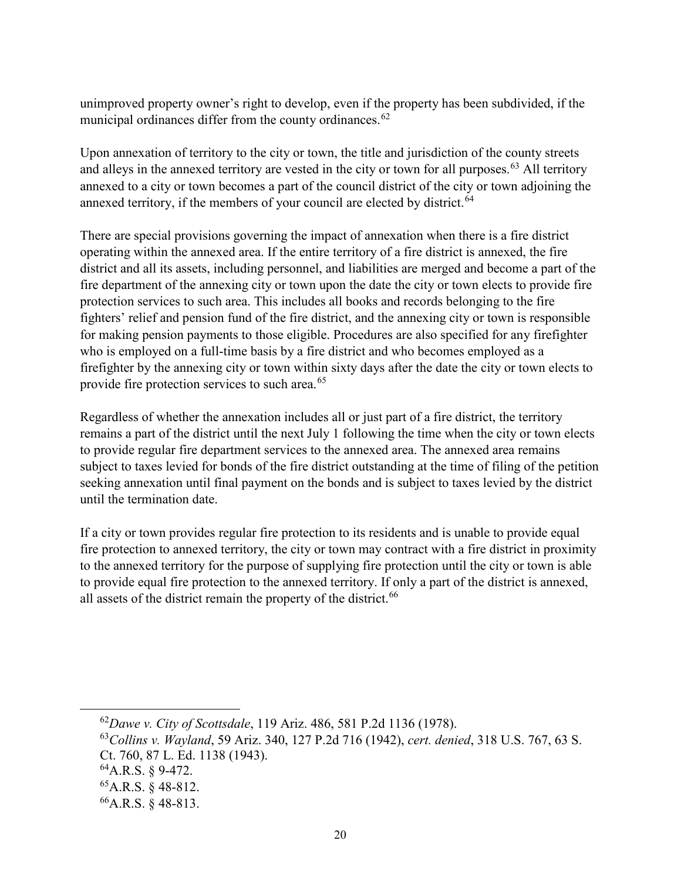unimproved property owner's right to develop, even if the property has been subdivided, if the municipal ordinances differ from the county ordinances.[62]

Upon annexation of territory to the city or town, the title and jurisdiction of the county streets and alleys in the annexed territory are vested in the city or town for all purposes.[63] All territory annexed to a city or town becomes a part of the council district of the city or town adjoining the annexed territory, if the members of your council are elected by district.[64]

There are special provisions governing the impact of annexation when there is a fire district operating within the annexed area. If the entire territory of a fire district is annexed, the fire district and all its assets, including personnel, and liabilities are merged and become a part of the fire department of the annexing city or town upon the date the city or town elects to provide fire protection services to such area. This includes all books and records belonging to the fire fighters' relief and pension fund of the fire district, and the annexing city or town is responsible for making pension payments to those eligible. Procedures are also specified for any firefighter who is employed on a full-time basis by a fire district and who becomes employed as a firefighter by the annexing city or town within sixty days after the date the city or town elects to provide fire protection services to such area.[65]

Regardless of whether the annexation includes all or just part of a fire district, the territory remains a part of the district until the next July 1 following the time when the city or town elects to provide regular fire department services to the annexed area. The annexed area remains subject to taxes levied for bonds of the fire district outstanding at the time of filing of the petition seeking annexation until final payment on the bonds and is subject to taxes levied by the district until the termination date.

If a city or town provides regular fire protection to its residents and is unable to provide equal fire protection to annexed territory, the city or town may contract with a fire district in proximity to the annexed territory for the purpose of supplying fire protection until the city or town is able to provide equal fire protection to the annexed territory. If only a part of the district is annexed, all assets of the district remain the property of the district.[66]

---

[62] *Dawe v. City of Scottsdale*, 119 Ariz. 486, 581 P.2d 1136 (1978).

[63] *Collins v. Wayland*, 59 Ariz. 340, 127 P.2d 716 (1942), *cert. denied*, 318 U.S. 767, 63 S. Ct. 760, 87 L. Ed. 1138 (1943).

[64] A.R.S. § 9-472.

[65] A.R.S. § 48-812.

[66] A.R.S. § 48-813.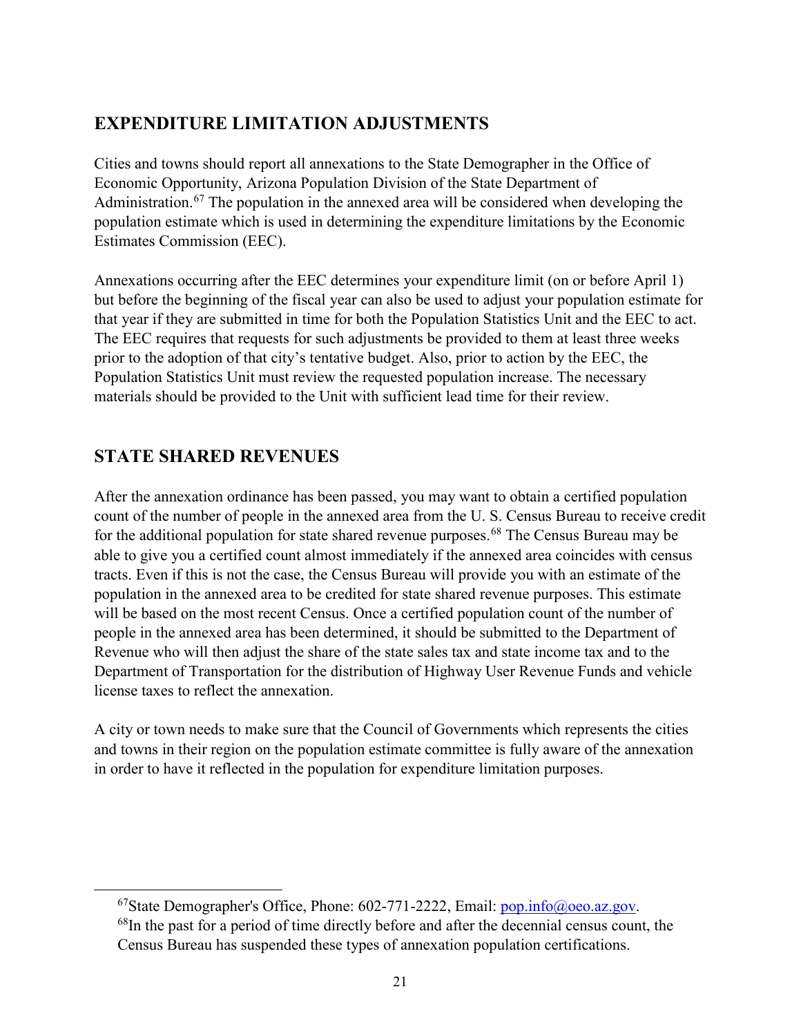## EXPENDITURE LIMITATION ADJUSTMENTS

Cities and towns should report all annexations to the State Demographer in the Office of Economic Opportunity, Arizona Population Division of the State Department of Administration.[67] The population in the annexed area will be considered when developing the population estimate which is used in determining the expenditure limitations by the Economic Estimates Commission (EEC).

Annexations occurring after the EEC determines your expenditure limit (on or before April 1) but before the beginning of the fiscal year can also be used to adjust your population estimate for that year if they are submitted in time for both the Population Statistics Unit and the EEC to act. The EEC requires that requests for such adjustments be provided to them at least three weeks prior to the adoption of that city's tentative budget. Also, prior to action by the EEC, the Population Statistics Unit must review the requested population increase. The necessary materials should be provided to the Unit with sufficient lead time for their review.

## STATE SHARED REVENUES

After the annexation ordinance has been passed, you may want to obtain a certified population count of the number of people in the annexed area from the U. S. Census Bureau to receive credit for the additional population for state shared revenue purposes.[68] The Census Bureau may be able to give you a certified count almost immediately if the annexed area coincides with census tracts. Even if this is not the case, the Census Bureau will provide you with an estimate of the population in the annexed area to be credited for state shared revenue purposes. This estimate will be based on the most recent Census. Once a certified population count of the number of people in the annexed area has been determined, it should be submitted to the Department of Revenue who will then adjust the share of the state sales tax and state income tax and to the Department of Transportation for the distribution of Highway User Revenue Funds and vehicle license taxes to reflect the annexation.

A city or town needs to make sure that the Council of Governments which represents the cities and towns in their region on the population estimate committee is fully aware of the annexation in order to have it reflected in the population for expenditure limitation purposes.

---

[67] State Demographer's Office, Phone: 602-771-2222, Email: pop.info@oeo.az.gov.

[68] In the past for a period of time directly before and after the decennial census count, the Census Bureau has suspended these types of annexation population certifications.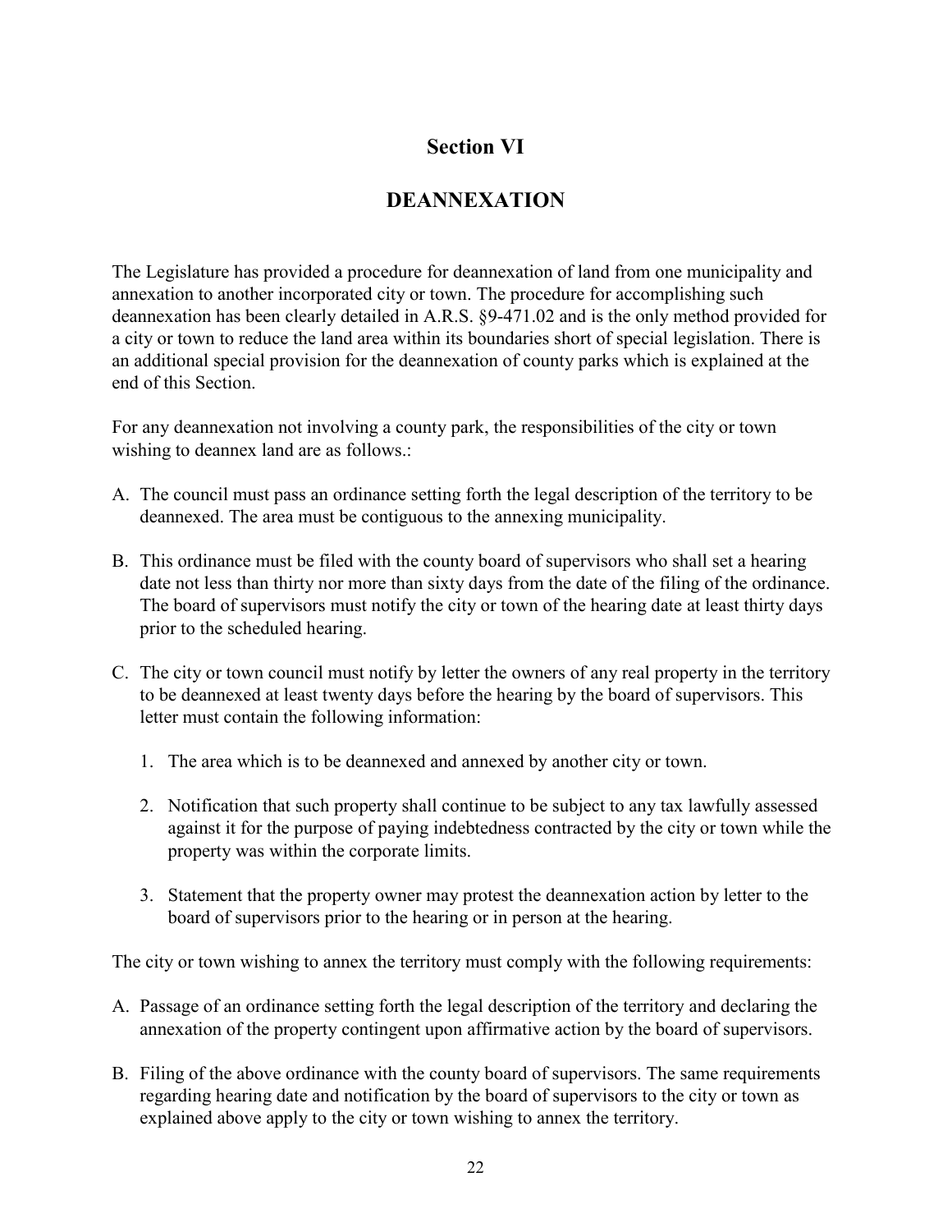# Section VI

# DEANNEXATION

The Legislature has provided a procedure for deannexation of land from one municipality and annexation to another incorporated city or town. The procedure for accomplishing such deannexation has been clearly detailed in A.R.S. §9-471.02 and is the only method provided for a city or town to reduce the land area within its boundaries short of special legislation. There is an additional special provision for the deannexation of county parks which is explained at the end of this Section.

For any deannexation not involving a county park, the responsibilities of the city or town wishing to deannex land are as follows.:

A. The council must pass an ordinance setting forth the legal description of the territory to be deannexed. The area must be contiguous to the annexing municipality.

B. This ordinance must be filed with the county board of supervisors who shall set a hearing date not less than thirty nor more than sixty days from the date of the filing of the ordinance. The board of supervisors must notify the city or town of the hearing date at least thirty days prior to the scheduled hearing.

C. The city or town council must notify by letter the owners of any real property in the territory to be deannexed at least twenty days before the hearing by the board of supervisors. This letter must contain the following information:

   1. The area which is to be deannexed and annexed by another city or town.

   2. Notification that such property shall continue to be subject to any tax lawfully assessed against it for the purpose of paying indebtedness contracted by the city or town while the property was within the corporate limits.

   3. Statement that the property owner may protest the deannexation action by letter to the board of supervisors prior to the hearing or in person at the hearing.

The city or town wishing to annex the territory must comply with the following requirements:

A. Passage of an ordinance setting forth the legal description of the territory and declaring the annexation of the property contingent upon affirmative action by the board of supervisors.

B. Filing of the above ordinance with the county board of supervisors. The same requirements regarding hearing date and notification by the board of supervisors to the city or town as explained above apply to the city or town wishing to annex the territory.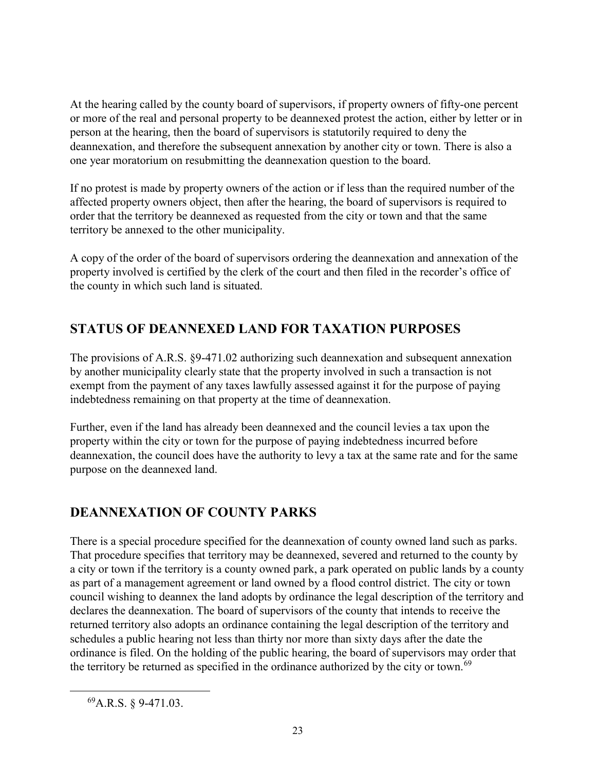At the hearing called by the county board of supervisors, if property owners of fifty-one percent or more of the real and personal property to be deannexed protest the action, either by letter or in person at the hearing, then the board of supervisors is statutorily required to deny the deannexation, and therefore the subsequent annexation by another city or town. There is also a one year moratorium on resubmitting the deannexation question to the board.

If no protest is made by property owners of the action or if less than the required number of the affected property owners object, then after the hearing, the board of supervisors is required to order that the territory be deannexed as requested from the city or town and that the same territory be annexed to the other municipality.

A copy of the order of the board of supervisors ordering the deannexation and annexation of the property involved is certified by the clerk of the court and then filed in the recorder's office of the county in which such land is situated.

## STATUS OF DEANNEXED LAND FOR TAXATION PURPOSES

The provisions of A.R.S. §9-471.02 authorizing such deannexation and subsequent annexation by another municipality clearly state that the property involved in such a transaction is not exempt from the payment of any taxes lawfully assessed against it for the purpose of paying indebtedness remaining on that property at the time of deannexation.

Further, even if the land has already been deannexed and the council levies a tax upon the property within the city or town for the purpose of paying indebtedness incurred before deannexation, the council does have the authority to levy a tax at the same rate and for the same purpose on the deannexed land.

## DEANNEXATION OF COUNTY PARKS

There is a special procedure specified for the deannexation of county owned land such as parks. That procedure specifies that territory may be deannexed, severed and returned to the county by a city or town if the territory is a county owned park, a park operated on public lands by a county as part of a management agreement or land owned by a flood control district. The city or town council wishing to deannex the land adopts by ordinance the legal description of the territory and declares the deannexation. The board of supervisors of the county that intends to receive the returned territory also adopts an ordinance containing the legal description of the territory and schedules a public hearing not less than thirty nor more than sixty days after the date the ordinance is filed. On the holding of the public hearing, the board of supervisors may order that the territory be returned as specified in the ordinance authorized by the city or town.[69]

---

[69] A.R.S. § 9-471.03.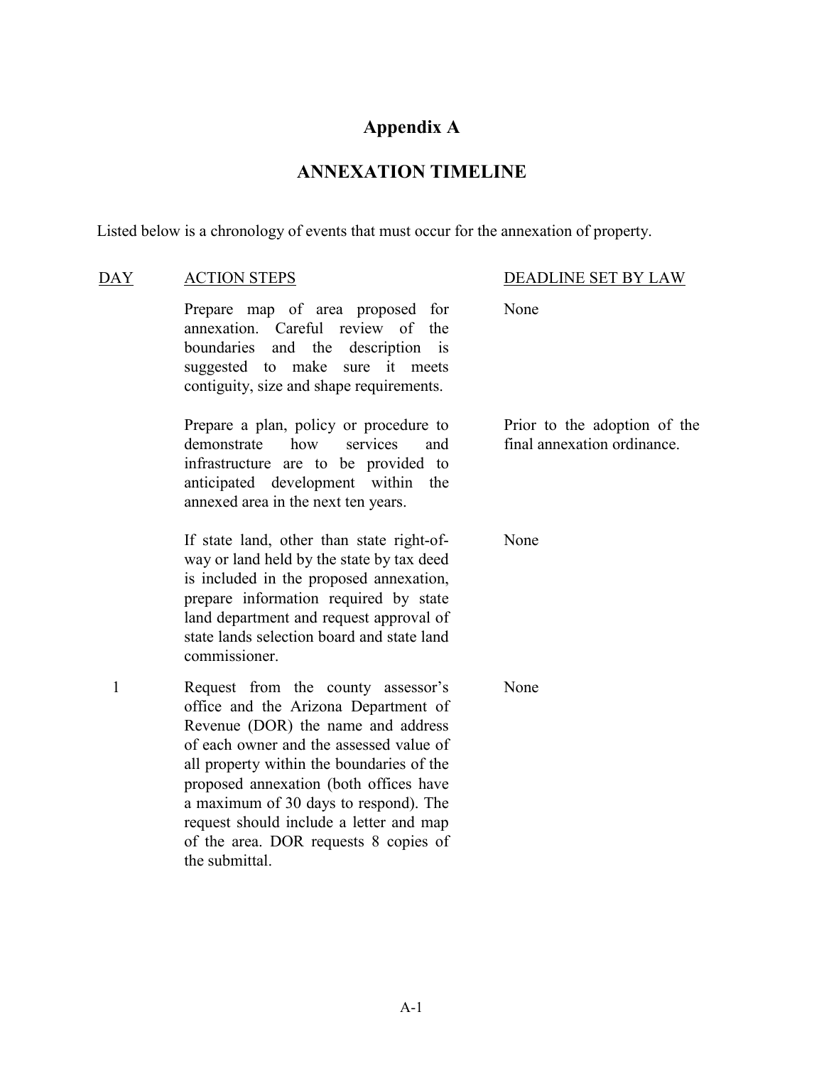# Appendix A

## ANNEXATION TIMELINE

Listed below is a chronology of events that must occur for the annexation of property.

| DAY | ACTION STEPS | DEADLINE SET BY LAW |
|---|---|---|
| | Prepare map of area proposed for annexation. Careful review of the boundaries and the description is suggested to make sure it meets contiguity, size and shape requirements. | None |
| | Prepare a plan, policy or procedure to demonstrate how services and infrastructure are to be provided to anticipated development within the annexed area in the next ten years. | Prior to the adoption of the final annexation ordinance. |
| | If state land, other than state right-of-way or land held by the state by tax deed is included in the proposed annexation, prepare information required by state land department and request approval of state lands selection board and state land commissioner. | None |
| 1 | Request from the county assessor's office and the Arizona Department of Revenue (DOR) the name and address of each owner and the assessed value of all property within the boundaries of the proposed annexation (both offices have a maximum of 30 days to respond). The request should include a letter and map of the area. DOR requests 8 copies of the submittal. | None |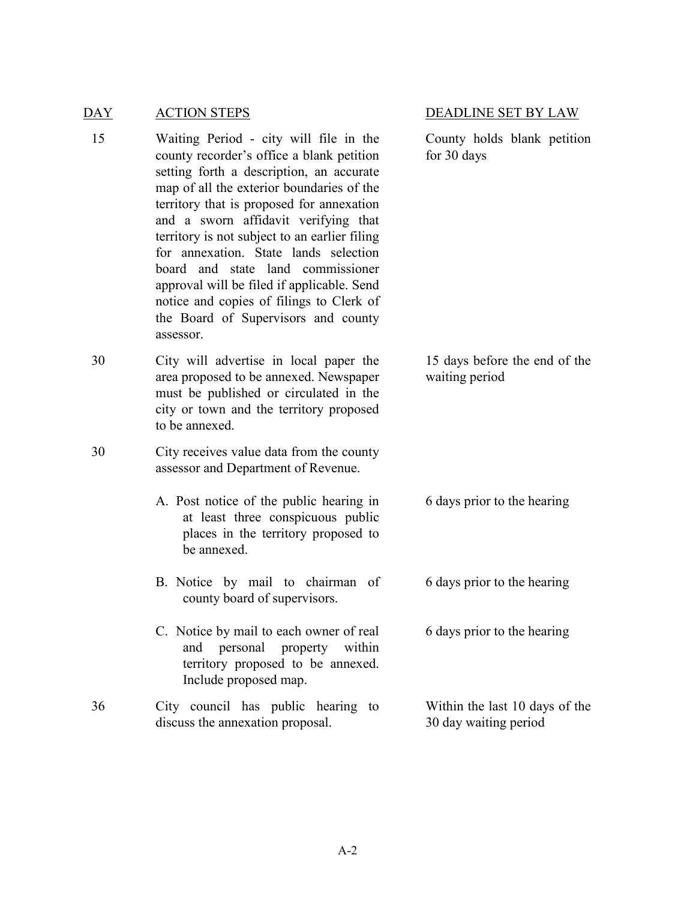| DAY | ACTION STEPS | DEADLINE SET BY LAW |
|---|---|---|
| 15 | Waiting Period - city will file in the county recorder's office a blank petition setting forth a description, an accurate map of all the exterior boundaries of the territory that is proposed for annexation and a sworn affidavit verifying that territory is not subject to an earlier filing for annexation. State lands selection board and state land commissioner approval will be filed if applicable. Send notice and copies of filings to Clerk of the Board of Supervisors and county assessor. | County holds blank petition for 30 days |
| 30 | City will advertise in local paper the area proposed to be annexed. Newspaper must be published or circulated in the city or town and the territory proposed to be annexed. | 15 days before the end of the waiting period |
| 30 | City receives value data from the county assessor and Department of Revenue. | |
| | A. Post notice of the public hearing in at least three conspicuous public places in the territory proposed to be annexed. | 6 days prior to the hearing |
| | B. Notice by mail to chairman of county board of supervisors. | 6 days prior to the hearing |
| | C. Notice by mail to each owner of real and personal property within territory proposed to be annexed. Include proposed map. | 6 days prior to the hearing |
| 36 | City council has public hearing to discuss the annexation proposal. | Within the last 10 days of the 30 day waiting period |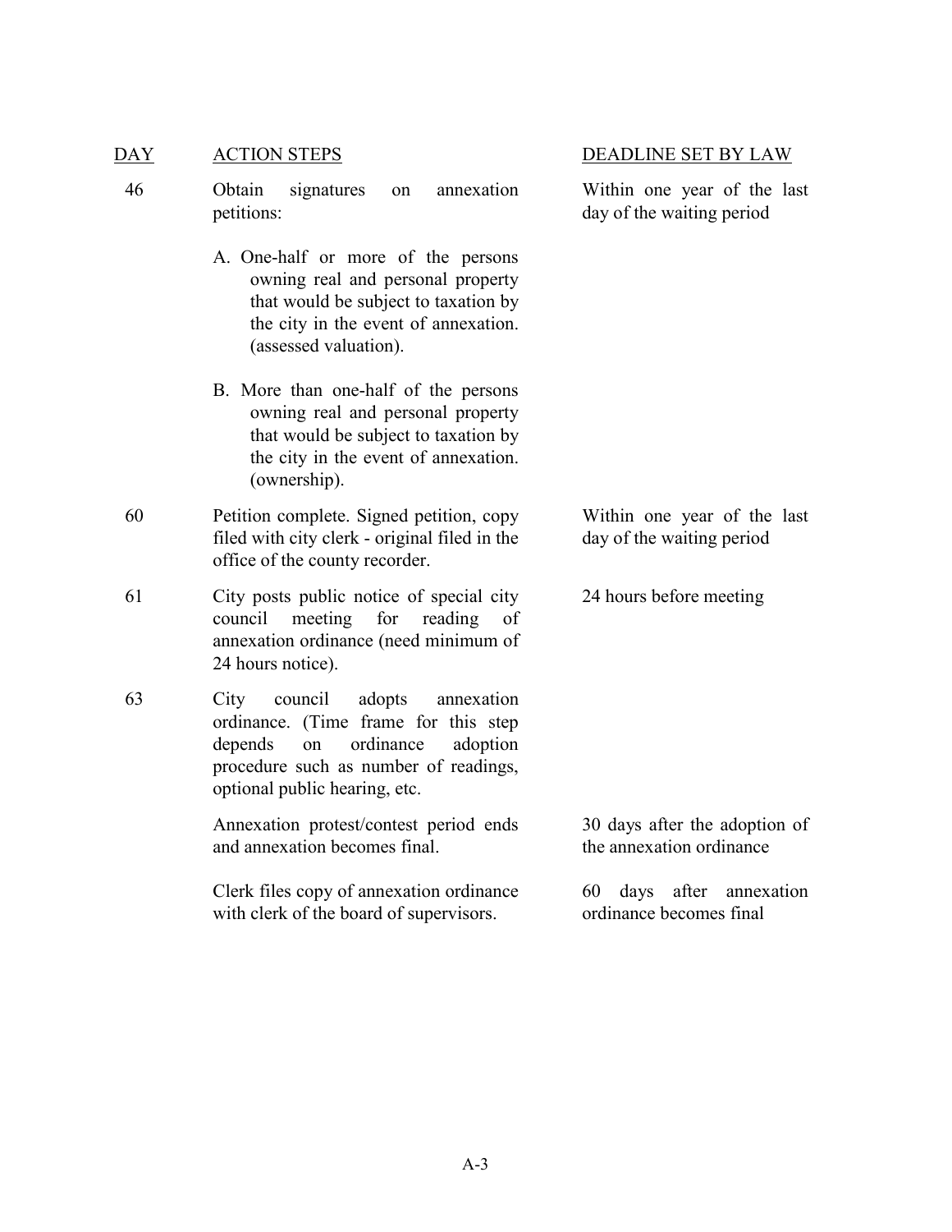| DAY | ACTION STEPS | DEADLINE SET BY LAW |
|---|---|---|
| 46 | Obtain signatures on annexation petitions:<br><br>A. One-half or more of the persons owning real and personal property that would be subject to taxation by the city in the event of annexation. (assessed valuation).<br><br>B. More than one-half of the persons owning real and personal property that would be subject to taxation by the city in the event of annexation. (ownership). | Within one year of the last day of the waiting period |
| 60 | Petition complete. Signed petition, copy filed with city clerk - original filed in the office of the county recorder. | Within one year of the last day of the waiting period |
| 61 | City posts public notice of special city council meeting for reading of annexation ordinance (need minimum of 24 hours notice). | 24 hours before meeting |
| 63 | City council adopts annexation ordinance. (Time frame for this step depends on ordinance adoption procedure such as number of readings, optional public hearing, etc. | |
| | Annexation protest/contest period ends and annexation becomes final. | 30 days after the adoption of the annexation ordinance |
| | Clerk files copy of annexation ordinance with clerk of the board of supervisors. | 60 days after annexation ordinance becomes final |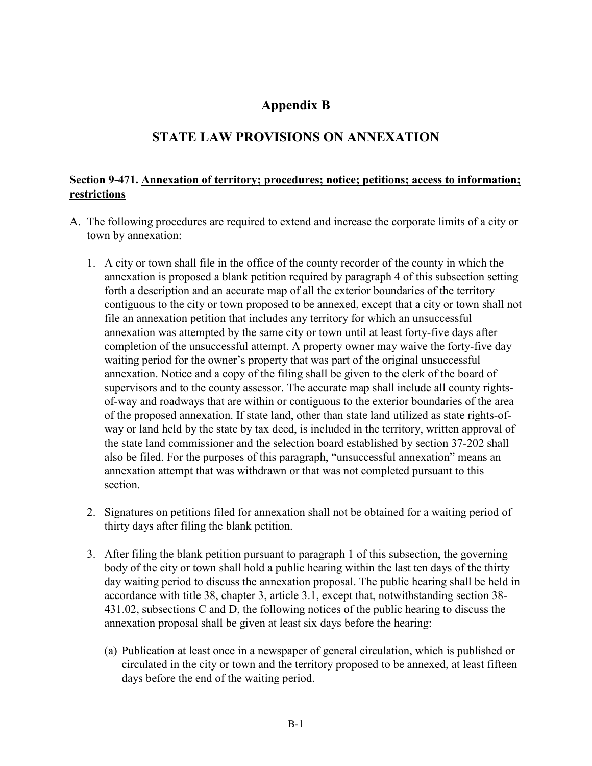# Appendix B

## STATE LAW PROVISIONS ON ANNEXATION

### Section 9-471. Annexation of territory; procedures; notice; petitions; access to information; restrictions

A. The following procedures are required to extend and increase the corporate limits of a city or town by annexation:

1. A city or town shall file in the office of the county recorder of the county in which the annexation is proposed a blank petition required by paragraph 4 of this subsection setting forth a description and an accurate map of all the exterior boundaries of the territory contiguous to the city or town proposed to be annexed, except that a city or town shall not file an annexation petition that includes any territory for which an unsuccessful annexation was attempted by the same city or town until at least forty-five days after completion of the unsuccessful attempt. A property owner may waive the forty-five day waiting period for the owner's property that was part of the original unsuccessful annexation. Notice and a copy of the filing shall be given to the clerk of the board of supervisors and to the county assessor. The accurate map shall include all county rights-of-way and roadways that are within or contiguous to the exterior boundaries of the area of the proposed annexation. If state land, other than state land utilized as state rights-of-way or land held by the state by tax deed, is included in the territory, written approval of the state land commissioner and the selection board established by section 37-202 shall also be filed. For the purposes of this paragraph, "unsuccessful annexation" means an annexation attempt that was withdrawn or that was not completed pursuant to this section.

2. Signatures on petitions filed for annexation shall not be obtained for a waiting period of thirty days after filing the blank petition.

3. After filing the blank petition pursuant to paragraph 1 of this subsection, the governing body of the city or town shall hold a public hearing within the last ten days of the thirty day waiting period to discuss the annexation proposal. The public hearing shall be held in accordance with title 38, chapter 3, article 3.1, except that, notwithstanding section 38-431.02, subsections C and D, the following notices of the public hearing to discuss the annexation proposal shall be given at least six days before the hearing:

   (a) Publication at least once in a newspaper of general circulation, which is published or circulated in the city or town and the territory proposed to be annexed, at least fifteen days before the end of the waiting period.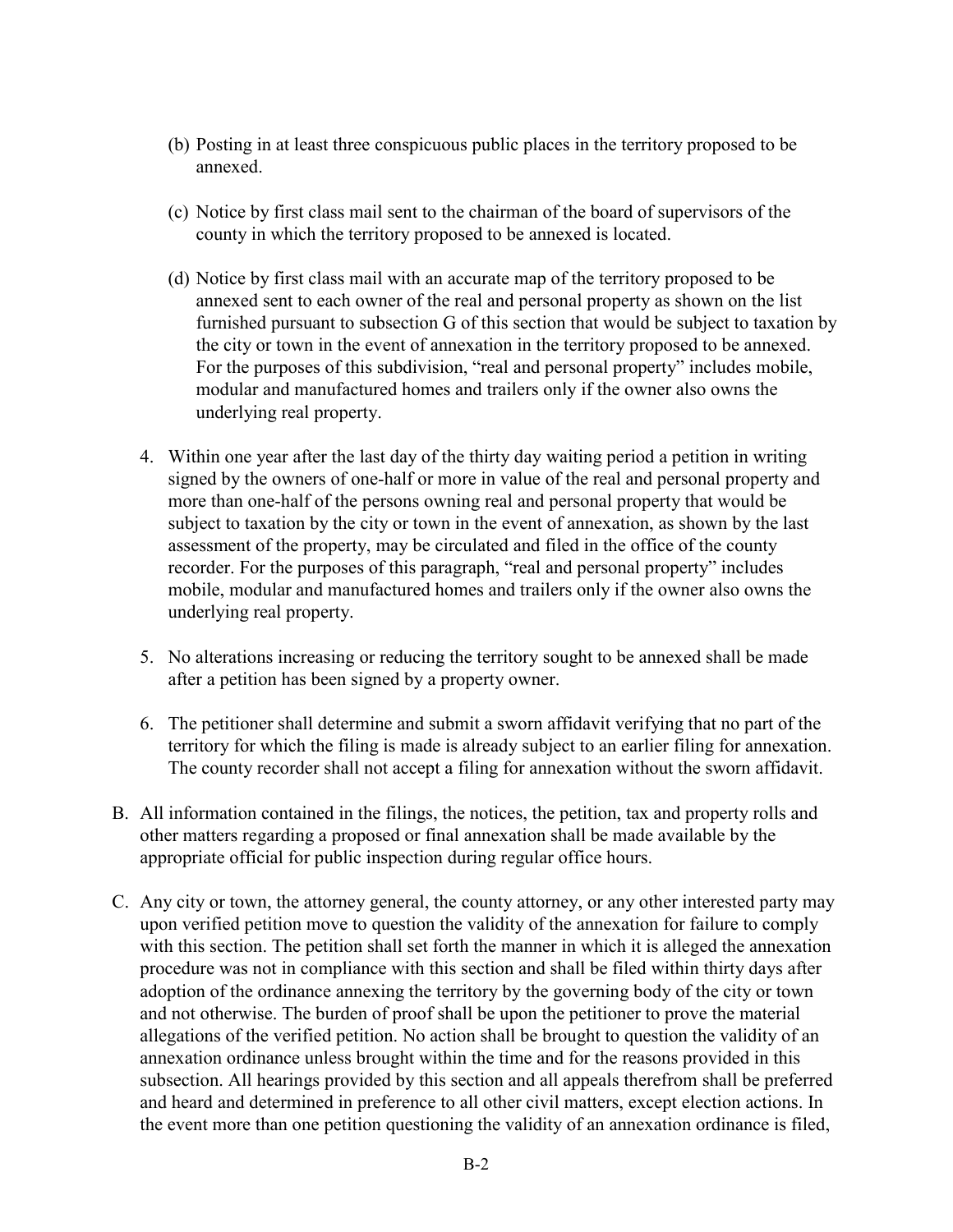(b) Posting in at least three conspicuous public places in the territory proposed to be annexed.

(c) Notice by first class mail sent to the chairman of the board of supervisors of the county in which the territory proposed to be annexed is located.

(d) Notice by first class mail with an accurate map of the territory proposed to be annexed sent to each owner of the real and personal property as shown on the list furnished pursuant to subsection G of this section that would be subject to taxation by the city or town in the event of annexation in the territory proposed to be annexed. For the purposes of this subdivision, "real and personal property" includes mobile, modular and manufactured homes and trailers only if the owner also owns the underlying real property.

4. Within one year after the last day of the thirty day waiting period a petition in writing signed by the owners of one-half or more in value of the real and personal property and more than one-half of the persons owning real and personal property that would be subject to taxation by the city or town in the event of annexation, as shown by the last assessment of the property, may be circulated and filed in the office of the county recorder. For the purposes of this paragraph, "real and personal property" includes mobile, modular and manufactured homes and trailers only if the owner also owns the underlying real property.

5. No alterations increasing or reducing the territory sought to be annexed shall be made after a petition has been signed by a property owner.

6. The petitioner shall determine and submit a sworn affidavit verifying that no part of the territory for which the filing is made is already subject to an earlier filing for annexation. The county recorder shall not accept a filing for annexation without the sworn affidavit.

B. All information contained in the filings, the notices, the petition, tax and property rolls and other matters regarding a proposed or final annexation shall be made available by the appropriate official for public inspection during regular office hours.

C. Any city or town, the attorney general, the county attorney, or any other interested party may upon verified petition move to question the validity of the annexation for failure to comply with this section. The petition shall set forth the manner in which it is alleged the annexation procedure was not in compliance with this section and shall be filed within thirty days after adoption of the ordinance annexing the territory by the governing body of the city or town and not otherwise. The burden of proof shall be upon the petitioner to prove the material allegations of the verified petition. No action shall be brought to question the validity of an annexation ordinance unless brought within the time and for the reasons provided in this subsection. All hearings provided by this section and all appeals therefrom shall be preferred and heard and determined in preference to all other civil matters, except election actions. In the event more than one petition questioning the validity of an annexation ordinance is filed,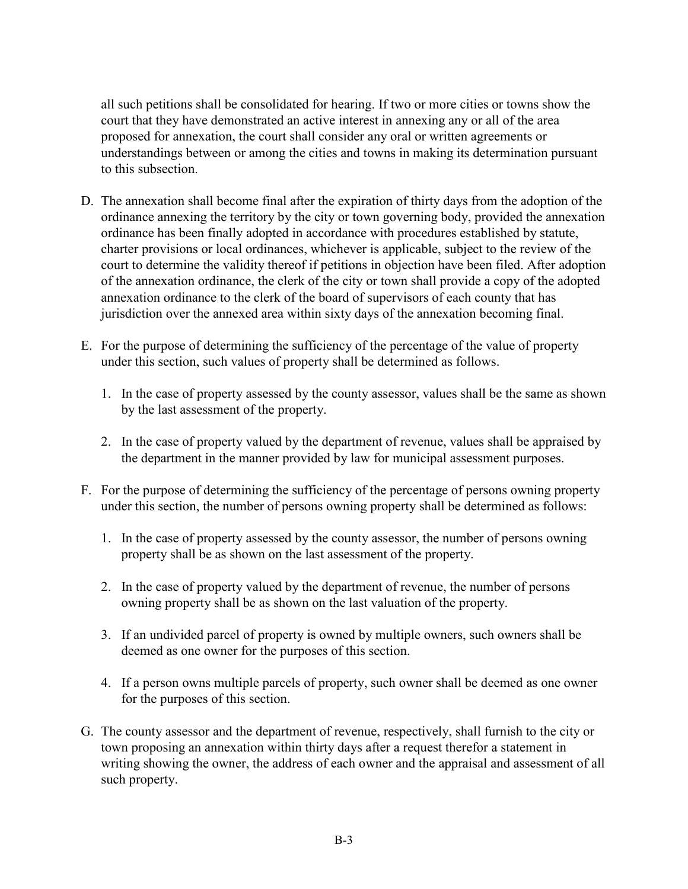all such petitions shall be consolidated for hearing. If two or more cities or towns show the court that they have demonstrated an active interest in annexing any or all of the area proposed for annexation, the court shall consider any oral or written agreements or understandings between or among the cities and towns in making its determination pursuant to this subsection.

D. The annexation shall become final after the expiration of thirty days from the adoption of the ordinance annexing the territory by the city or town governing body, provided the annexation ordinance has been finally adopted in accordance with procedures established by statute, charter provisions or local ordinances, whichever is applicable, subject to the review of the court to determine the validity thereof if petitions in objection have been filed. After adoption of the annexation ordinance, the clerk of the city or town shall provide a copy of the adopted annexation ordinance to the clerk of the board of supervisors of each county that has jurisdiction over the annexed area within sixty days of the annexation becoming final.

E. For the purpose of determining the sufficiency of the percentage of the value of property under this section, such values of property shall be determined as follows.

   1. In the case of property assessed by the county assessor, values shall be the same as shown by the last assessment of the property.

   2. In the case of property valued by the department of revenue, values shall be appraised by the department in the manner provided by law for municipal assessment purposes.

F. For the purpose of determining the sufficiency of the percentage of persons owning property under this section, the number of persons owning property shall be determined as follows:

   1. In the case of property assessed by the county assessor, the number of persons owning property shall be as shown on the last assessment of the property.

   2. In the case of property valued by the department of revenue, the number of persons owning property shall be as shown on the last valuation of the property.

   3. If an undivided parcel of property is owned by multiple owners, such owners shall be deemed as one owner for the purposes of this section.

   4. If a person owns multiple parcels of property, such owner shall be deemed as one owner for the purposes of this section.

G. The county assessor and the department of revenue, respectively, shall furnish to the city or town proposing an annexation within thirty days after a request therefor a statement in writing showing the owner, the address of each owner and the appraisal and assessment of all such property.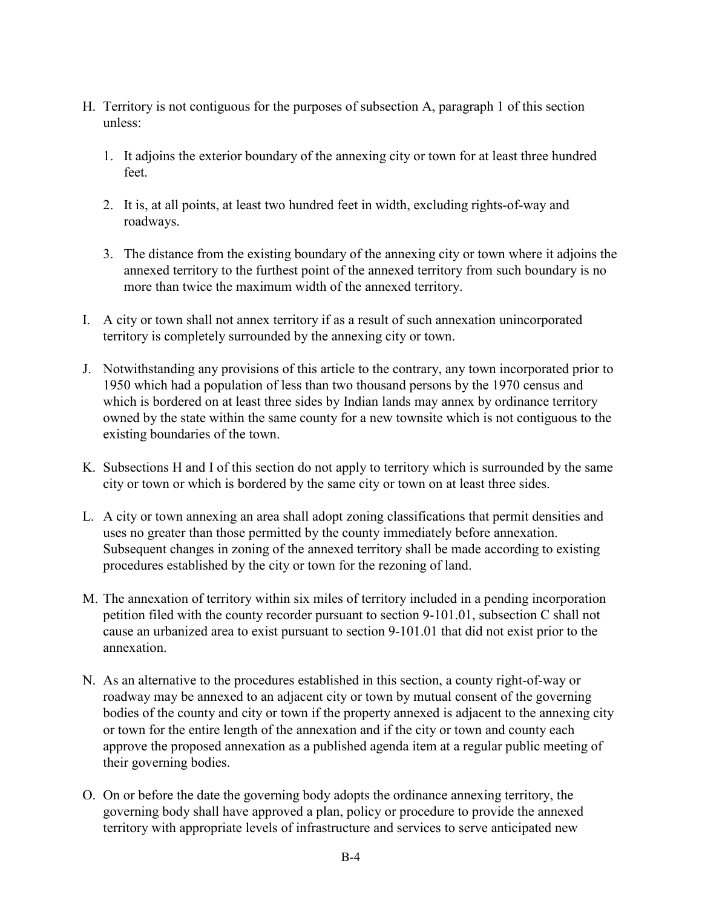H. Territory is not contiguous for the purposes of subsection A, paragraph 1 of this section unless:

   1. It adjoins the exterior boundary of the annexing city or town for at least three hundred feet.

   2. It is, at all points, at least two hundred feet in width, excluding rights-of-way and roadways.

   3. The distance from the existing boundary of the annexing city or town where it adjoins the annexed territory to the furthest point of the annexed territory from such boundary is no more than twice the maximum width of the annexed territory.

I. A city or town shall not annex territory if as a result of such annexation unincorporated territory is completely surrounded by the annexing city or town.

J. Notwithstanding any provisions of this article to the contrary, any town incorporated prior to 1950 which had a population of less than two thousand persons by the 1970 census and which is bordered on at least three sides by Indian lands may annex by ordinance territory owned by the state within the same county for a new townsite which is not contiguous to the existing boundaries of the town.

K. Subsections H and I of this section do not apply to territory which is surrounded by the same city or town or which is bordered by the same city or town on at least three sides.

L. A city or town annexing an area shall adopt zoning classifications that permit densities and uses no greater than those permitted by the county immediately before annexation. Subsequent changes in zoning of the annexed territory shall be made according to existing procedures established by the city or town for the rezoning of land.

M. The annexation of territory within six miles of territory included in a pending incorporation petition filed with the county recorder pursuant to section 9-101.01, subsection C shall not cause an urbanized area to exist pursuant to section 9-101.01 that did not exist prior to the annexation.

N. As an alternative to the procedures established in this section, a county right-of-way or roadway may be annexed to an adjacent city or town by mutual consent of the governing bodies of the county and city or town if the property annexed is adjacent to the annexing city or town for the entire length of the annexation and if the city or town and county each approve the proposed annexation as a published agenda item at a regular public meeting of their governing bodies.

O. On or before the date the governing body adopts the ordinance annexing territory, the governing body shall have approved a plan, policy or procedure to provide the annexed territory with appropriate levels of infrastructure and services to serve anticipated new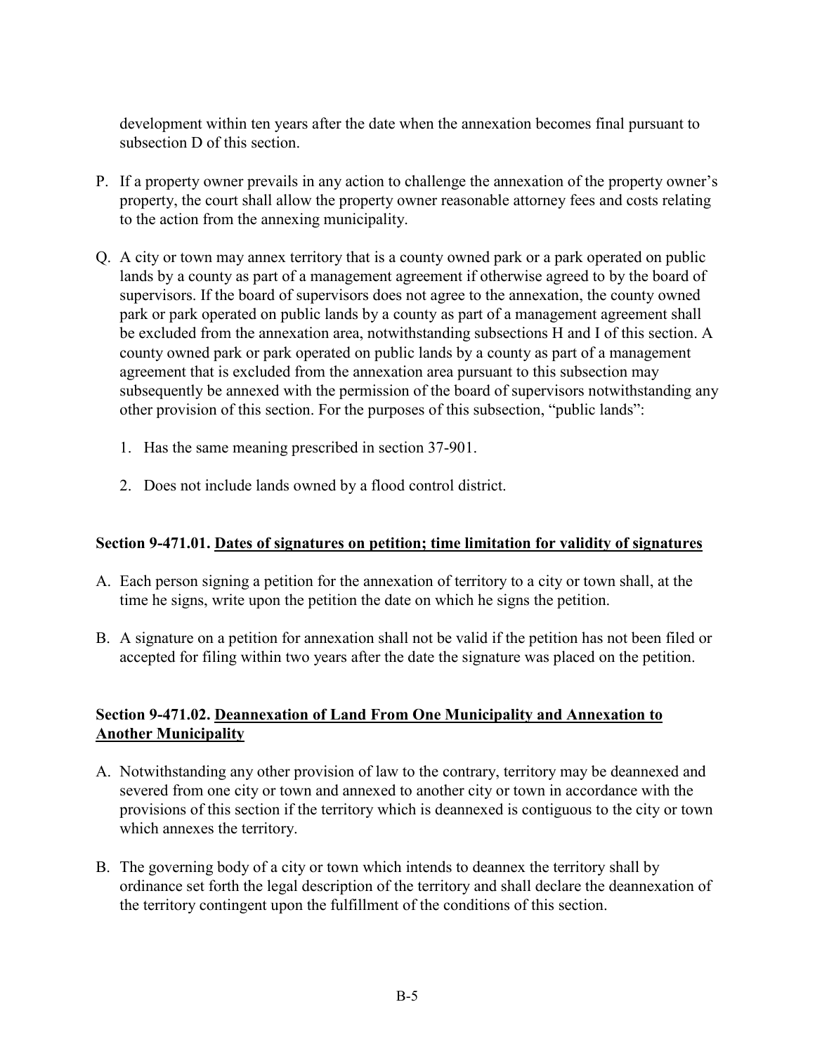development within ten years after the date when the annexation becomes final pursuant to subsection D of this section.

P. If a property owner prevails in any action to challenge the annexation of the property owner's property, the court shall allow the property owner reasonable attorney fees and costs relating to the action from the annexing municipality.

Q. A city or town may annex territory that is a county owned park or a park operated on public lands by a county as part of a management agreement if otherwise agreed to by the board of supervisors. If the board of supervisors does not agree to the annexation, the county owned park or park operated on public lands by a county as part of a management agreement shall be excluded from the annexation area, notwithstanding subsections H and I of this section. A county owned park or park operated on public lands by a county as part of a management agreement that is excluded from the annexation area pursuant to this subsection may subsequently be annexed with the permission of the board of supervisors notwithstanding any other provision of this section. For the purposes of this subsection, "public lands":

   1. Has the same meaning prescribed in section 37-901.

   2. Does not include lands owned by a flood control district.

**Section 9-471.01. <u>Dates of signatures on petition; time limitation for validity of signatures</u>**

A. Each person signing a petition for the annexation of territory to a city or town shall, at the time he signs, write upon the petition the date on which he signs the petition.

B. A signature on a petition for annexation shall not be valid if the petition has not been filed or accepted for filing within two years after the date the signature was placed on the petition.

**Section 9-471.02. <u>Deannexation of Land From One Municipality and Annexation to Another Municipality</u>**

A. Notwithstanding any other provision of law to the contrary, territory may be deannexed and severed from one city or town and annexed to another city or town in accordance with the provisions of this section if the territory which is deannexed is contiguous to the city or town which annexes the territory.

B. The governing body of a city or town which intends to deannex the territory shall by ordinance set forth the legal description of the territory and shall declare the deannexation of the territory contingent upon the fulfillment of the conditions of this section.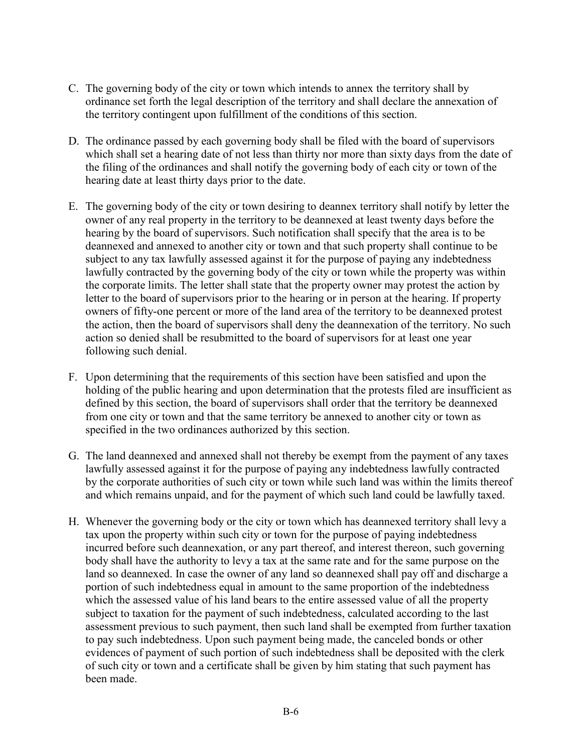C. The governing body of the city or town which intends to annex the territory shall by ordinance set forth the legal description of the territory and shall declare the annexation of the territory contingent upon fulfillment of the conditions of this section.

D. The ordinance passed by each governing body shall be filed with the board of supervisors which shall set a hearing date of not less than thirty nor more than sixty days from the date of the filing of the ordinances and shall notify the governing body of each city or town of the hearing date at least thirty days prior to the date.

E. The governing body of the city or town desiring to deannex territory shall notify by letter the owner of any real property in the territory to be deannexed at least twenty days before the hearing by the board of supervisors. Such notification shall specify that the area is to be deannexed and annexed to another city or town and that such property shall continue to be subject to any tax lawfully assessed against it for the purpose of paying any indebtedness lawfully contracted by the governing body of the city or town while the property was within the corporate limits. The letter shall state that the property owner may protest the action by letter to the board of supervisors prior to the hearing or in person at the hearing. If property owners of fifty-one percent or more of the land area of the territory to be deannexed protest the action, then the board of supervisors shall deny the deannexation of the territory. No such action so denied shall be resubmitted to the board of supervisors for at least one year following such denial.

F. Upon determining that the requirements of this section have been satisfied and upon the holding of the public hearing and upon determination that the protests filed are insufficient as defined by this section, the board of supervisors shall order that the territory be deannexed from one city or town and that the same territory be annexed to another city or town as specified in the two ordinances authorized by this section.

G. The land deannexed and annexed shall not thereby be exempt from the payment of any taxes lawfully assessed against it for the purpose of paying any indebtedness lawfully contracted by the corporate authorities of such city or town while such land was within the limits thereof and which remains unpaid, and for the payment of which such land could be lawfully taxed.

H. Whenever the governing body or the city or town which has deannexed territory shall levy a tax upon the property within such city or town for the purpose of paying indebtedness incurred before such deannexation, or any part thereof, and interest thereon, such governing body shall have the authority to levy a tax at the same rate and for the same purpose on the land so deannexed. In case the owner of any land so deannexed shall pay off and discharge a portion of such indebtedness equal in amount to the same proportion of the indebtedness which the assessed value of his land bears to the entire assessed value of all the property subject to taxation for the payment of such indebtedness, calculated according to the last assessment previous to such payment, then such land shall be exempted from further taxation to pay such indebtedness. Upon such payment being made, the canceled bonds or other evidences of payment of such portion of such indebtedness shall be deposited with the clerk of such city or town and a certificate shall be given by him stating that such payment has been made.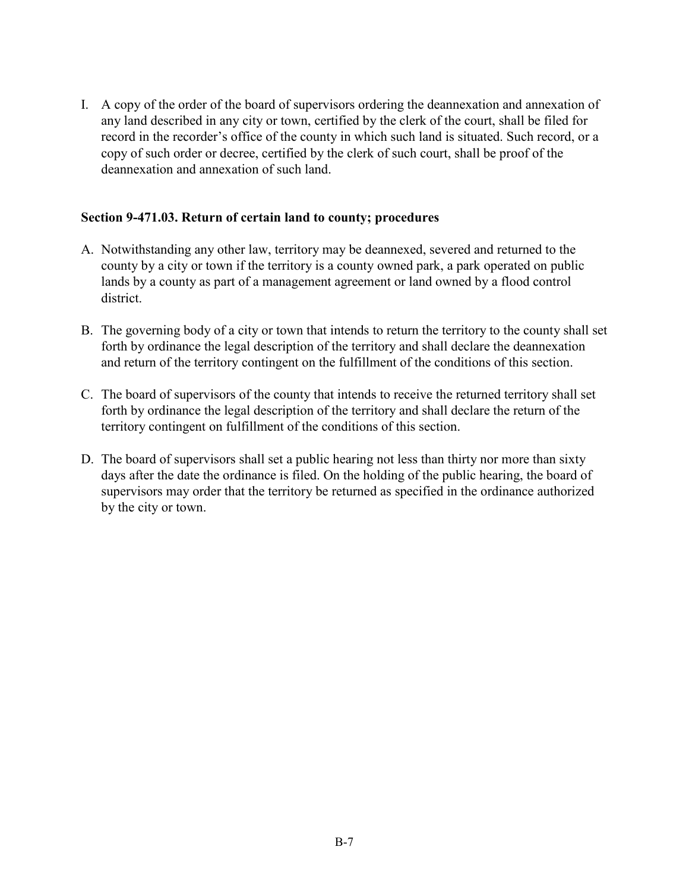I. A copy of the order of the board of supervisors ordering the deannexation and annexation of any land described in any city or town, certified by the clerk of the court, shall be filed for record in the recorder's office of the county in which such land is situated. Such record, or a copy of such order or decree, certified by the clerk of such court, shall be proof of the deannexation and annexation of such land.

**Section 9-471.03. Return of certain land to county; procedures**

A. Notwithstanding any other law, territory may be deannexed, severed and returned to the county by a city or town if the territory is a county owned park, a park operated on public lands by a county as part of a management agreement or land owned by a flood control district.

B. The governing body of a city or town that intends to return the territory to the county shall set forth by ordinance the legal description of the territory and shall declare the deannexation and return of the territory contingent on the fulfillment of the conditions of this section.

C. The board of supervisors of the county that intends to receive the returned territory shall set forth by ordinance the legal description of the territory and shall declare the return of the territory contingent on fulfillment of the conditions of this section.

D. The board of supervisors shall set a public hearing not less than thirty nor more than sixty days after the date the ordinance is filed. On the holding of the public hearing, the board of supervisors may order that the territory be returned as specified in the ordinance authorized by the city or town.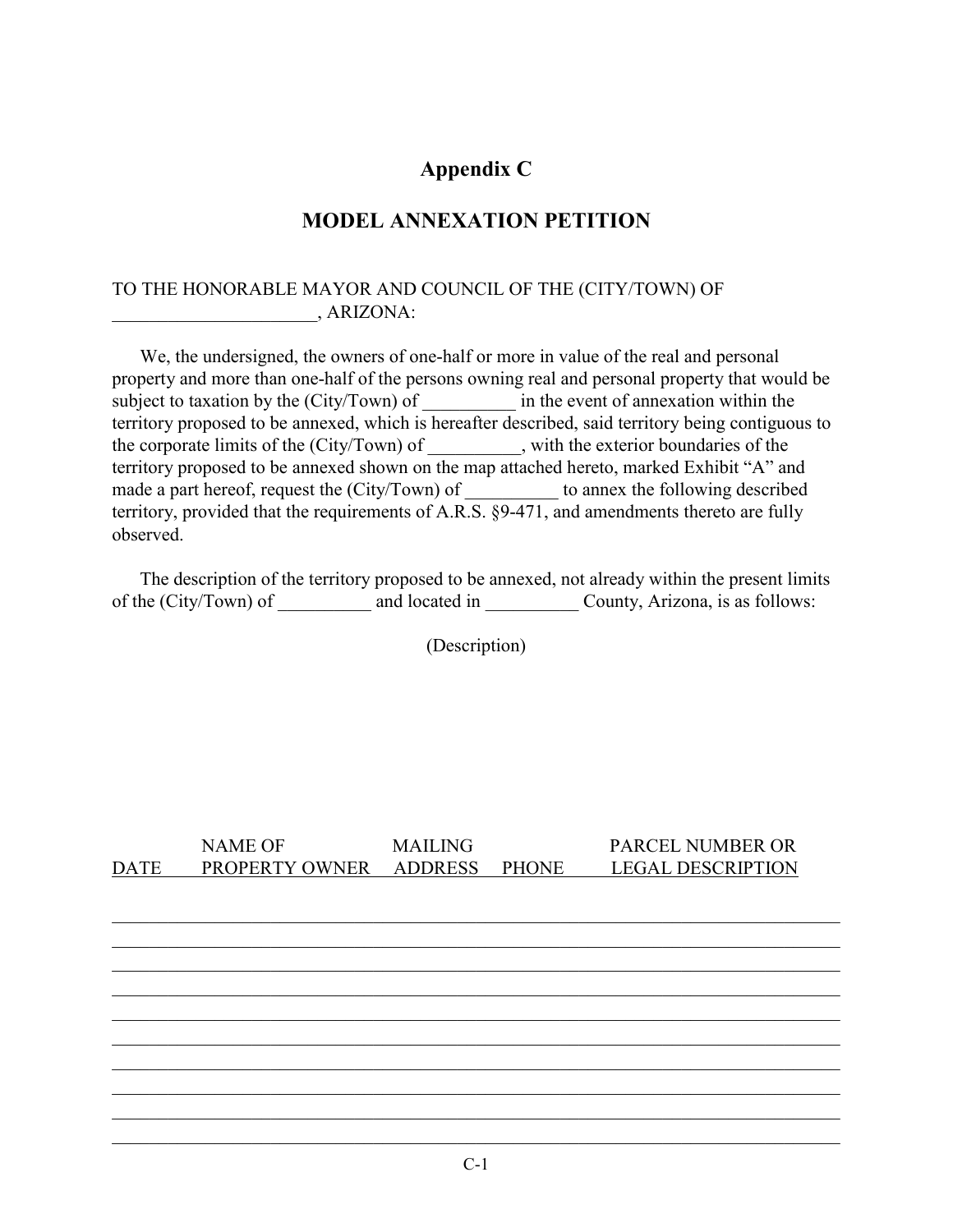# Appendix C

## MODEL ANNEXATION PETITION

TO THE HONORABLE MAYOR AND COUNCIL OF THE (CITY/TOWN) OF ______________________, ARIZONA:

We, the undersigned, the owners of one-half or more in value of the real and personal property and more than one-half of the persons owning real and personal property that would be subject to taxation by the (City/Town) of __________ in the event of annexation within the territory proposed to be annexed, which is hereafter described, said territory being contiguous to the corporate limits of the (City/Town) of __________, with the exterior boundaries of the territory proposed to be annexed shown on the map attached hereto, marked Exhibit "A" and made a part hereof, request the (City/Town) of __________ to annex the following described territory, provided that the requirements of A.R.S. §9-471, and amendments thereto are fully observed.

The description of the territory proposed to be annexed, not already within the present limits of the (City/Town) of __________ and located in __________ County, Arizona, is as follows:

(Description)

| DATE | NAME OF PROPERTY OWNER | MAILING ADDRESS | PHONE | PARCEL NUMBER OR LEGAL DESCRIPTION |
|---|---|---|---|---|
| | | | | |
| | | | | |
| | | | | |
| | | | | |
| | | | | |
| | | | | |
| | | | | |
| | | | | |
| | | | | |
| | | | | |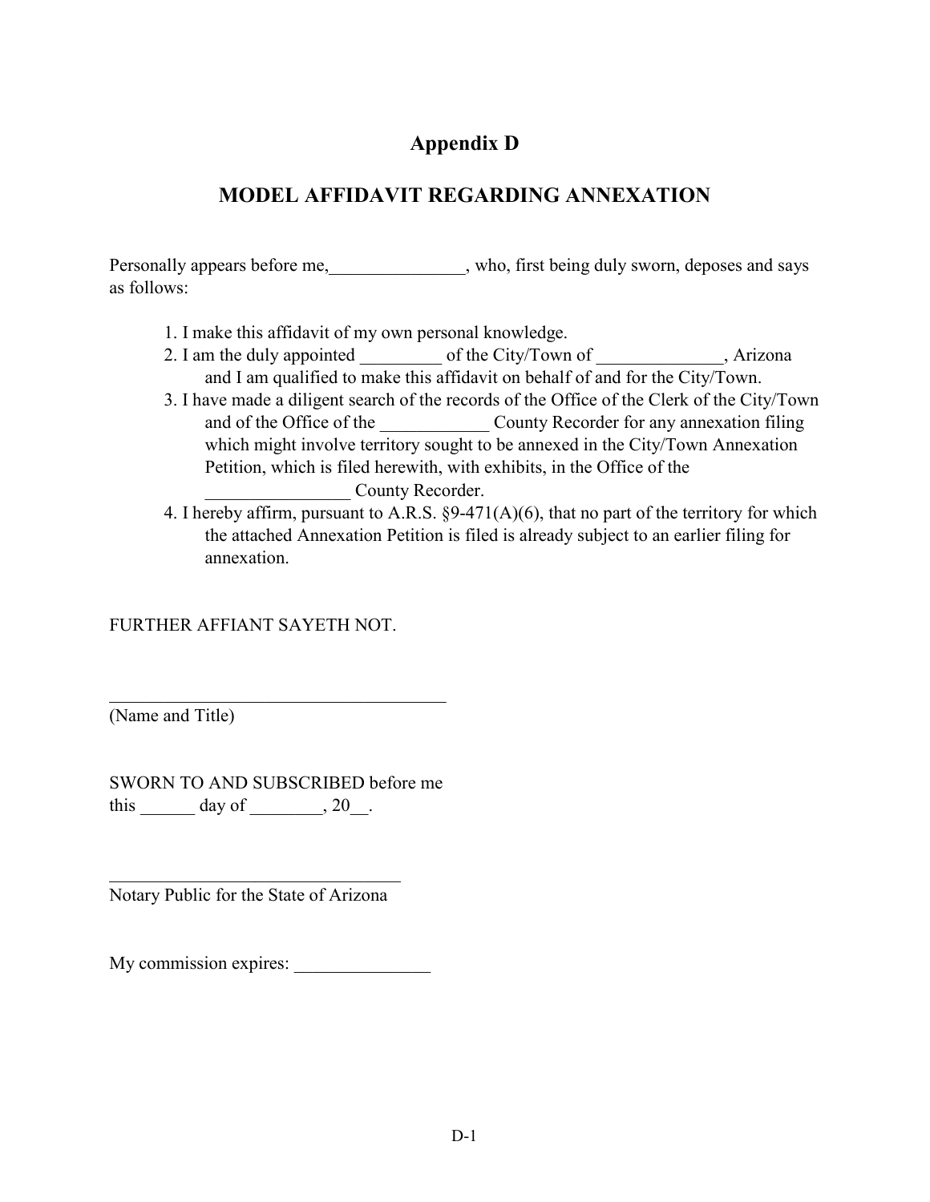# Appendix D

## MODEL AFFIDAVIT REGARDING ANNEXATION

Personally appears before me,_______________, who, first being duly sworn, deposes and says as follows:

1. I make this affidavit of my own personal knowledge.
2. I am the duly appointed _________ of the City/Town of ______________, Arizona and I am qualified to make this affidavit on behalf of and for the City/Town.
3. I have made a diligent search of the records of the Office of the Clerk of the City/Town and of the Office of the ____________ County Recorder for any annexation filing which might involve territory sought to be annexed in the City/Town Annexation Petition, which is filed herewith, with exhibits, in the Office of the ________________ County Recorder.
4. I hereby affirm, pursuant to A.R.S. §9-471(A)(6), that no part of the territory for which the attached Annexation Petition is filed is already subject to an earlier filing for annexation.

FURTHER AFFIANT SAYETH NOT.

______________________________________
(Name and Title)

SWORN TO AND SUBSCRIBED before me this ______ day of ________, 20__.

_________________________________
Notary Public for the State of Arizona

My commission expires: _______________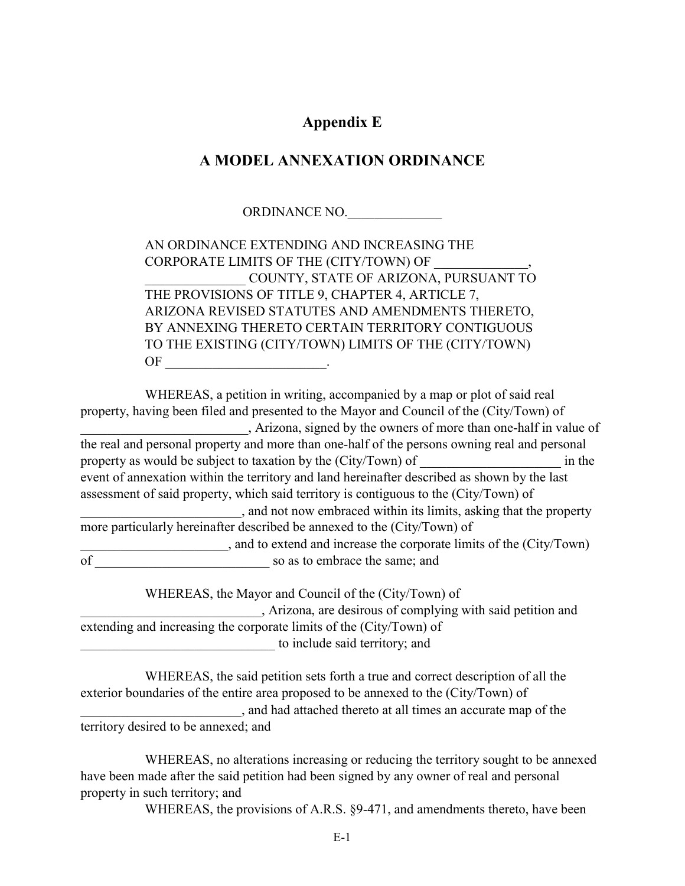# Appendix E

## A MODEL ANNEXATION ORDINANCE

ORDINANCE NO.______________

AN ORDINANCE EXTENDING AND INCREASING THE CORPORATE LIMITS OF THE (CITY/TOWN) OF ______________, _______________ COUNTY, STATE OF ARIZONA, PURSUANT TO THE PROVISIONS OF TITLE 9, CHAPTER 4, ARTICLE 7, ARIZONA REVISED STATUTES AND AMENDMENTS THERETO, BY ANNEXING THERETO CERTAIN TERRITORY CONTIGUOUS TO THE EXISTING (CITY/TOWN) LIMITS OF THE (CITY/TOWN) OF ________________________.

WHEREAS, a petition in writing, accompanied by a map or plot of said real property, having been filed and presented to the Mayor and Council of the (City/Town) of _________________________, Arizona, signed by the owners of more than one-half in value of the real and personal property and more than one-half of the persons owning real and personal property as would be subject to taxation by the (City/Town) of _____________________ in the event of annexation within the territory and land hereinafter described as shown by the last assessment of said property, which said territory is contiguous to the (City/Town) of ________________________, and not now embraced within its limits, asking that the property more particularly hereinafter described be annexed to the (City/Town) of ______________________, and to extend and increase the corporate limits of the (City/Town) of __________________________ so as to embrace the same; and

WHEREAS, the Mayor and Council of the (City/Town) of ___________________________, Arizona, are desirous of complying with said petition and extending and increasing the corporate limits of the (City/Town) of ______________________________ to include said territory; and

WHEREAS, the said petition sets forth a true and correct description of all the exterior boundaries of the entire area proposed to be annexed to the (City/Town) of ________________________, and had attached thereto at all times an accurate map of the territory desired to be annexed; and

WHEREAS, no alterations increasing or reducing the territory sought to be annexed have been made after the said petition had been signed by any owner of real and personal property in such territory; and

WHEREAS, the provisions of A.R.S. §9-471, and amendments thereto, have been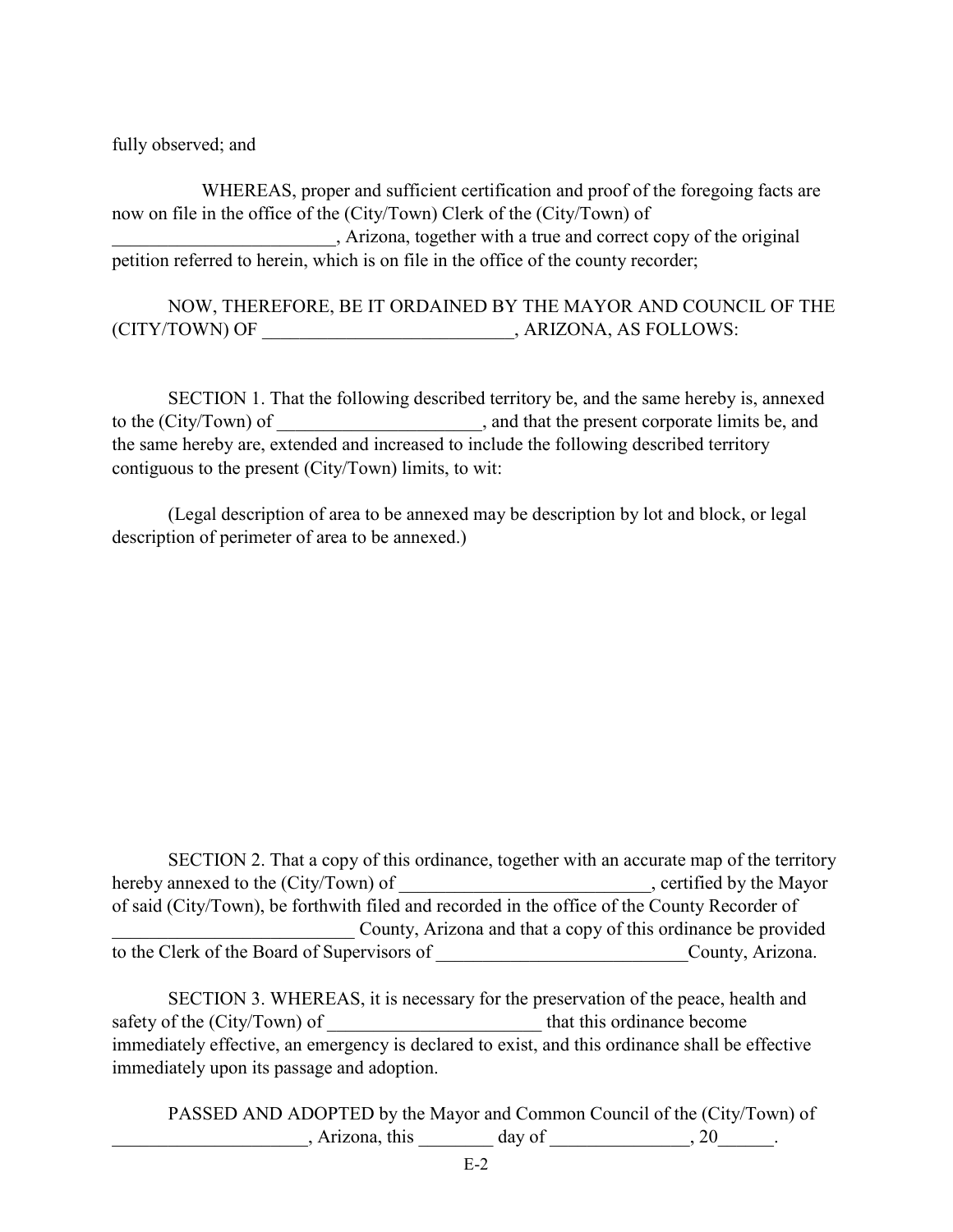fully observed; and

WHEREAS, proper and sufficient certification and proof of the foregoing facts are now on file in the office of the (City/Town) Clerk of the (City/Town) of ________________________, Arizona, together with a true and correct copy of the original petition referred to herein, which is on file in the office of the county recorder;

NOW, THEREFORE, BE IT ORDAINED BY THE MAYOR AND COUNCIL OF THE (CITY/TOWN) OF ___________________________, ARIZONA, AS FOLLOWS:

SECTION 1. That the following described territory be, and the same hereby is, annexed to the (City/Town) of ______________________, and that the present corporate limits be, and the same hereby are, extended and increased to include the following described territory contiguous to the present (City/Town) limits, to wit:

(Legal description of area to be annexed may be description by lot and block, or legal description of perimeter of area to be annexed.)

SECTION 2. That a copy of this ordinance, together with an accurate map of the territory hereby annexed to the (City/Town) of ___________________________, certified by the Mayor of said (City/Town), be forthwith filed and recorded in the office of the County Recorder of __________________________ County, Arizona and that a copy of this ordinance be provided to the Clerk of the Board of Supervisors of ___________________________County, Arizona.

SECTION 3. WHEREAS, it is necessary for the preservation of the peace, health and safety of the (City/Town) of _______________________ that this ordinance become immediately effective, an emergency is declared to exist, and this ordinance shall be effective immediately upon its passage and adoption.

PASSED AND ADOPTED by the Mayor and Common Council of the (City/Town) of ____________________, Arizona, this ________ day of _______________, 20______.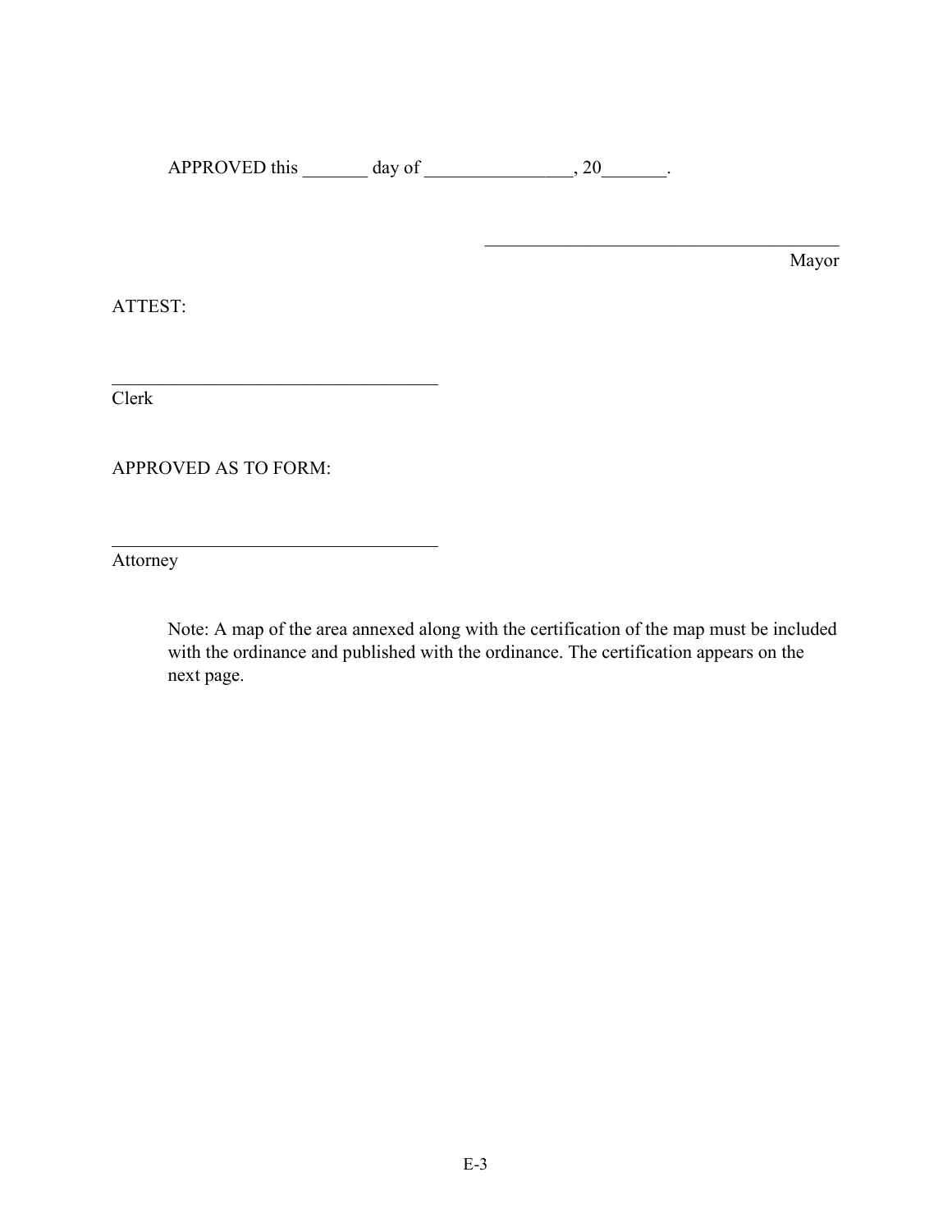APPROVED this _______ day of ________________, 20_______.

_______________________________________
Mayor

ATTEST:

____________________________________
Clerk

APPROVED AS TO FORM:

____________________________________
Attorney

Note: A map of the area annexed along with the certification of the map must be included with the ordinance and published with the ordinance. The certification appears on the next page.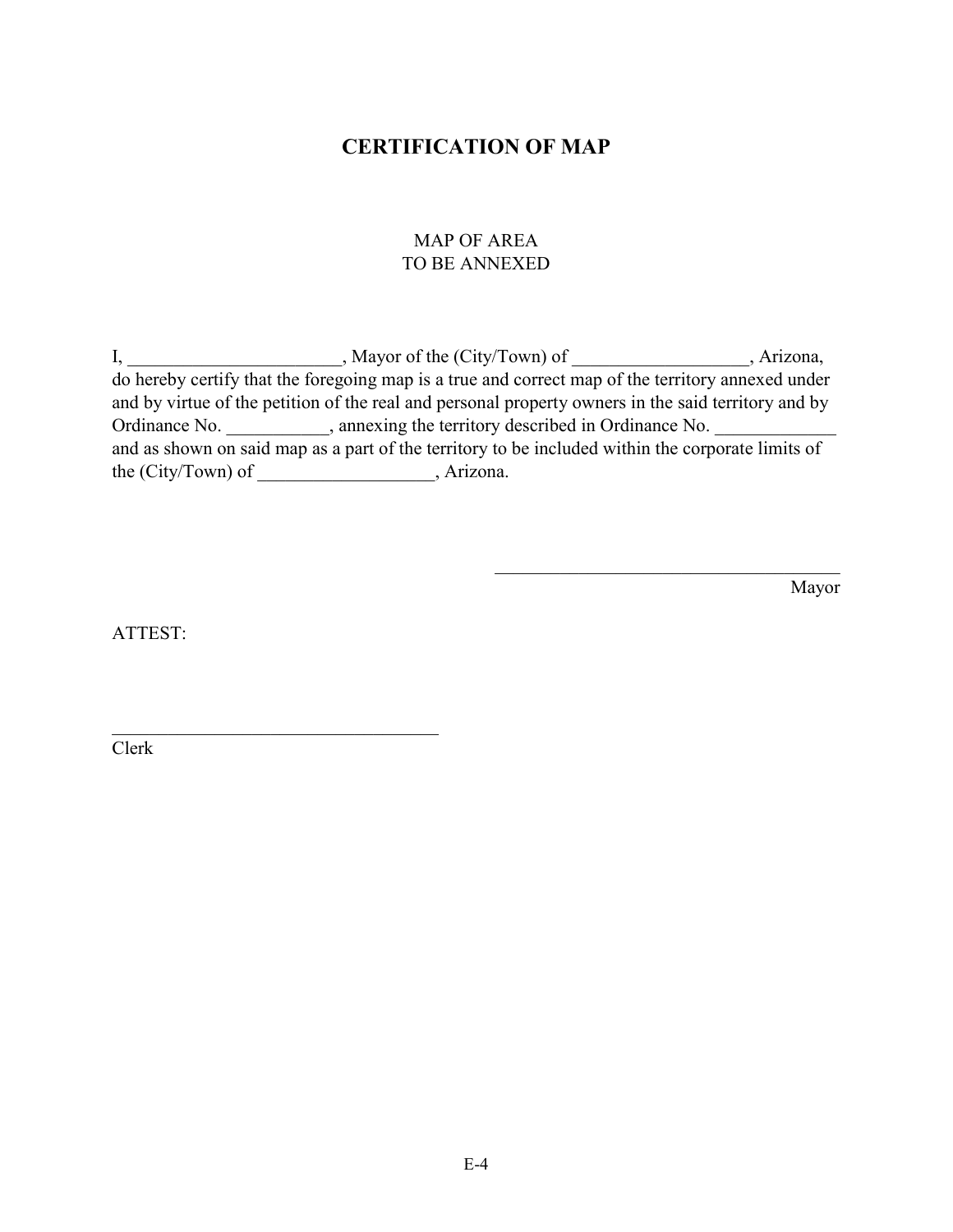# CERTIFICATION OF MAP

MAP OF AREA
TO BE ANNEXED

I, _______________________, Mayor of the (City/Town) of __________________, Arizona, do hereby certify that the foregoing map is a true and correct map of the territory annexed under and by virtue of the petition of the real and personal property owners in the said territory and by Ordinance No. ___________, annexing the territory described in Ordinance No. _____________ and as shown on said map as a part of the territory to be included within the corporate limits of the (City/Town) of __________________, Arizona.

_______________________________________
Mayor

ATTEST:

___________________________________
Clerk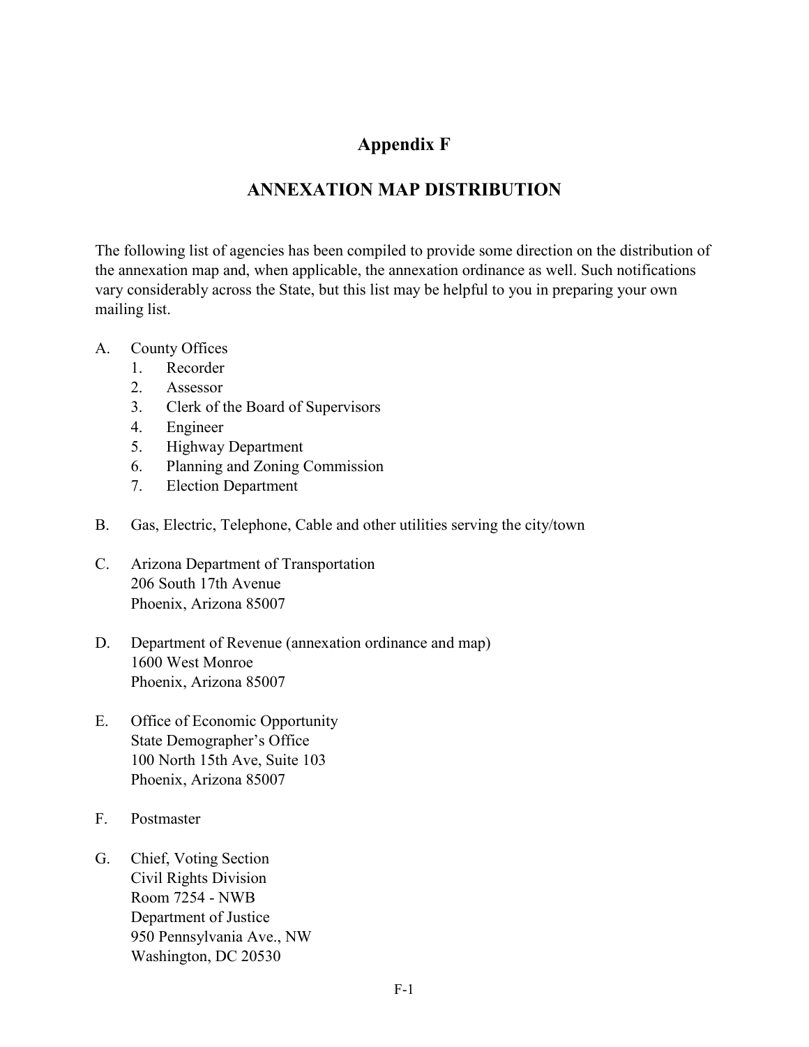# Appendix F

## ANNEXATION MAP DISTRIBUTION

The following list of agencies has been compiled to provide some direction on the distribution of the annexation map and, when applicable, the annexation ordinance as well. Such notifications vary considerably across the State, but this list may be helpful to you in preparing your own mailing list.

A. County Offices
   1. Recorder
   2. Assessor
   3. Clerk of the Board of Supervisors
   4. Engineer
   5. Highway Department
   6. Planning and Zoning Commission
   7. Election Department

B. Gas, Electric, Telephone, Cable and other utilities serving the city/town

C. Arizona Department of Transportation
   206 South 17th Avenue
   Phoenix, Arizona 85007

D. Department of Revenue (annexation ordinance and map)
   1600 West Monroe
   Phoenix, Arizona 85007

E. Office of Economic Opportunity
   State Demographer's Office
   100 North 15th Ave, Suite 103
   Phoenix, Arizona 85007

F. Postmaster

G. Chief, Voting Section
   Civil Rights Division
   Room 7254 - NWB
   Department of Justice
   950 Pennsylvania Ave., NW
   Washington, DC 20530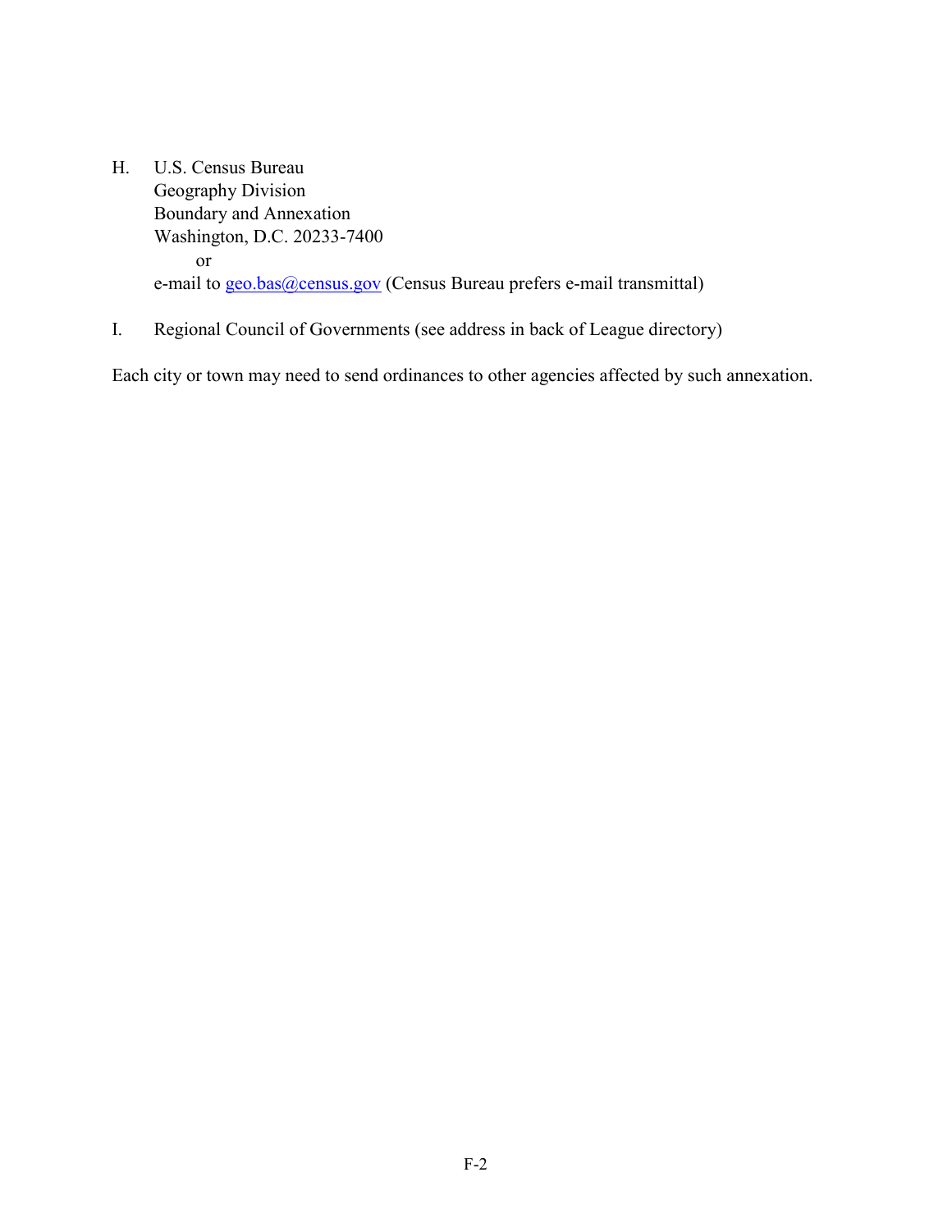H. U.S. Census Bureau
   Geography Division
   Boundary and Annexation
   Washington, D.C. 20233-7400
   or
   e-mail to geo.bas@census.gov (Census Bureau prefers e-mail transmittal)

I. Regional Council of Governments (see address in back of League directory)

Each city or town may need to send ordinances to other agencies affected by such annexation.